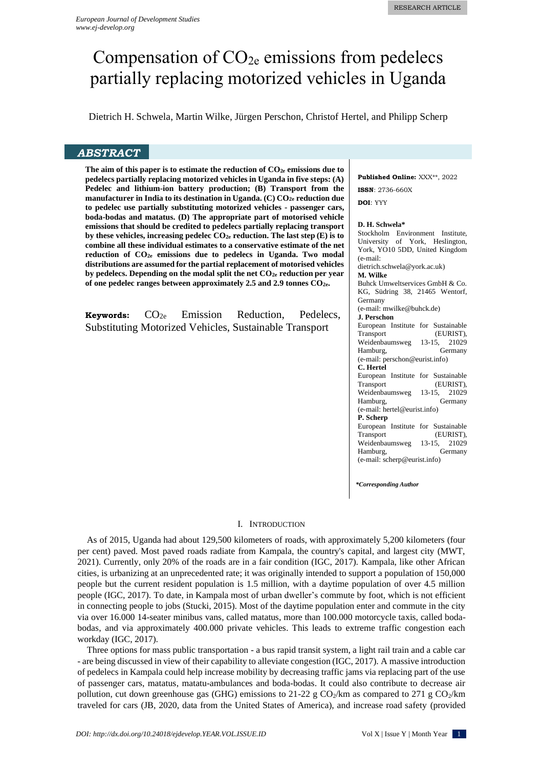RESEARCH ARTICLE

# Compensation of $CO_{2e}$ emissions from pedelecs partially replacing motorized vehicles in Uganda

Dietrich H. Schwela, Martin Wilke, Jürgen Perschon, Christof Hertel, and Philipp Scherp

## ABSTRACT

**The aim of this paper is to estimate the reduction of $CO_{2e}$ emissions due to pedelecs partially replacing motorized vehicles in Uganda in five steps: (A) Pedelec and lithium-ion battery production; (B) Transport from the manufacturer in India to its destination in Uganda. (C) $CO_{2e}$ reduction due to pedelec use partially substituting motorized vehicles - passenger cars, boda-bodas and matatus. (D) The appropriate part of motorised vehicle emissions that should be credited to pedelecs partially replacing transport by these vehicles, increasing pedelec $CO_{2e}$ reduction. The last step (E) is to combine all these individual estimates to a conservative estimate of the net reduction of $CO_{2e}$ emissions due to pedelecs in Uganda. Two modal distributions are assumed for the partial replacement of motorised vehicles by pedelecs. Depending on the modal split the net $CO_{2e}$ reduction per year of one pedelec ranges between approximately 2.5 and 2.9 tonnes $CO_{2e}$.**

**Keywords:** $CO_{2e}$ Emission Reduction, Pedelecs, Substituting Motorized Vehicles, Sustainable Transport

**Published Online:** XXX**, 2022

**ISSN**: 2736-660X

**DOI**: YYY

**D. H. Schwela***
Stockholm Environment Institute, University of York, Heslington, York, YO10 5DD, United Kingdom
(e-mail: dietrich.schwela@york.ac.uk)

**M. Wilke**
Buhck Umweltservices GmbH & Co. KG, Südring 38, 21465 Wentorf, Germany
(e-mail: mwilke@buhck.de)

**J. Perschon**
European Institute for Sustainable Transport (EURIST), Weidenbaumsweg 13-15, 21029 Hamburg, Germany
(e-mail: perschon@eurist.info)

**C. Hertel**
European Institute for Sustainable Transport (EURIST), Weidenbaumsweg 13-15, 21029 Hamburg, Germany
(e-mail: hertel@eurist.info)

**P. Scherp**
European Institute for Sustainable Transport (EURIST), Weidenbaumsweg 13-15, 21029 Hamburg, Germany
(e-mail: scherp@eurist.info)

****Corresponding Author***

## I. Introduction

As of 2015, Uganda had about 129,500 kilometers of roads, with approximately 5,200 kilometers (four per cent) paved. Most paved roads radiate from Kampala, the country's capital, and largest city (MWT, 2021). Currently, only 20% of the roads are in a fair condition (IGC, 2017). Kampala, like other African cities, is urbanizing at an unprecedented rate; it was originally intended to support a population of 150,000 people but the current resident population is 1.5 million, with a daytime population of over 4.5 million people (IGC, 2017). To date, in Kampala most of urban dweller's commute by foot, which is not efficient in connecting people to jobs (Stucki, 2015). Most of the daytime population enter and commute in the city via over 16.000 14-seater minibus vans, called matatus, more than 100.000 motorcycle taxis, called boda-bodas, and via approximately 400.000 private vehicles. This leads to extreme traffic congestion each workday (IGC, 2017).

Three options for mass public transportation - a bus rapid transit system, a light rail train and a cable car - are being discussed in view of their capability to alleviate congestion (IGC, 2017). A massive introduction of pedelecs in Kampala could help increase mobility by decreasing traffic jams via replacing part of the use of passenger cars, matatus, matatu-ambulances and boda-bodas. It could also contribute to decrease air pollution, cut down greenhouse gas (GHG) emissions to 21-22 g $CO_2$/km as compared to 271 g $CO_2$/km traveled for cars (JB, 2020, data from the United States of America), and increase road safety (provided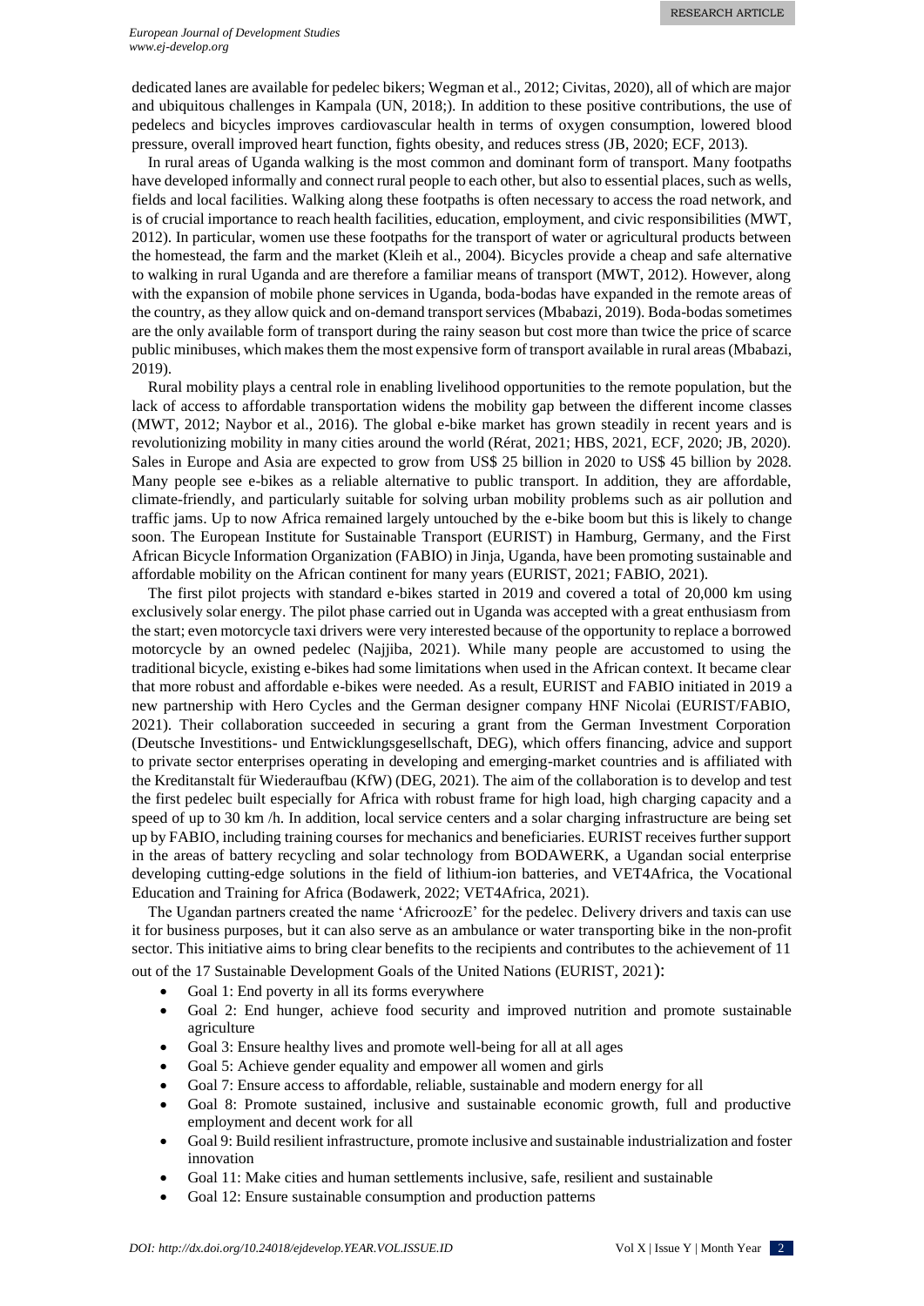dedicated lanes are available for pedelec bikers; Wegman et al., 2012; Civitas, 2020), all of which are major and ubiquitous challenges in Kampala (UN, 2018;). In addition to these positive contributions, the use of pedelecs and bicycles improves cardiovascular health in terms of oxygen consumption, lowered blood pressure, overall improved heart function, fights obesity, and reduces stress (JB, 2020; ECF, 2013).

In rural areas of Uganda walking is the most common and dominant form of transport. Many footpaths have developed informally and connect rural people to each other, but also to essential places, such as wells, fields and local facilities. Walking along these footpaths is often necessary to access the road network, and is of crucial importance to reach health facilities, education, employment, and civic responsibilities (MWT, 2012). In particular, women use these footpaths for the transport of water or agricultural products between the homestead, the farm and the market (Kleih et al., 2004). Bicycles provide a cheap and safe alternative to walking in rural Uganda and are therefore a familiar means of transport (MWT, 2012). However, along with the expansion of mobile phone services in Uganda, boda-bodas have expanded in the remote areas of the country, as they allow quick and on-demand transport services (Mbabazi, 2019). Boda-bodas sometimes are the only available form of transport during the rainy season but cost more than twice the price of scarce public minibuses, which makes them the most expensive form of transport available in rural areas (Mbabazi, 2019).

Rural mobility plays a central role in enabling livelihood opportunities to the remote population, but the lack of access to affordable transportation widens the mobility gap between the different income classes (MWT, 2012; Naybor et al., 2016). The global e-bike market has grown steadily in recent years and is revolutionizing mobility in many cities around the world (Rérat, 2021; HBS, 2021, ECF, 2020; JB, 2020). Sales in Europe and Asia are expected to grow from US$ 25 billion in 2020 to US$ 45 billion by 2028. Many people see e-bikes as a reliable alternative to public transport. In addition, they are affordable, climate-friendly, and particularly suitable for solving urban mobility problems such as air pollution and traffic jams. Up to now Africa remained largely untouched by the e-bike boom but this is likely to change soon. The European Institute for Sustainable Transport (EURIST) in Hamburg, Germany, and the First African Bicycle Information Organization (FABIO) in Jinja, Uganda, have been promoting sustainable and affordable mobility on the African continent for many years (EURIST, 2021; FABIO, 2021).

The first pilot projects with standard e-bikes started in 2019 and covered a total of 20,000 km using exclusively solar energy. The pilot phase carried out in Uganda was accepted with a great enthusiasm from the start; even motorcycle taxi drivers were very interested because of the opportunity to replace a borrowed motorcycle by an owned pedelec (Najjiba, 2021). While many people are accustomed to using the traditional bicycle, existing e-bikes had some limitations when used in the African context. It became clear that more robust and affordable e-bikes were needed. As a result, EURIST and FABIO initiated in 2019 a new partnership with Hero Cycles and the German designer company HNF Nicolai (EURIST/FABIO, 2021). Their collaboration succeeded in securing a grant from the German Investment Corporation (Deutsche Investitions- und Entwicklungsgesellschaft, DEG), which offers financing, advice and support to private sector enterprises operating in developing and emerging-market countries and is affiliated with the Kreditanstalt für Wiederaufbau (KfW) (DEG, 2021). The aim of the collaboration is to develop and test the first pedelec built especially for Africa with robust frame for high load, high charging capacity and a speed of up to 30 km /h. In addition, local service centers and a solar charging infrastructure are being set up by FABIO, including training courses for mechanics and beneficiaries. EURIST receives further support in the areas of battery recycling and solar technology from BODAWERK, a Ugandan social enterprise developing cutting-edge solutions in the field of lithium-ion batteries, and VET4Africa, the Vocational Education and Training for Africa (Bodawerk, 2022; VET4Africa, 2021).

The Ugandan partners created the name 'AfricroozE' for the pedelec. Delivery drivers and taxis can use it for business purposes, but it can also serve as an ambulance or water transporting bike in the non-profit sector. This initiative aims to bring clear benefits to the recipients and contributes to the achievement of 11 out of the 17 Sustainable Development Goals of the United Nations (EURIST, 2021):

- Goal 1: End poverty in all its forms everywhere
- Goal 2: End hunger, achieve food security and improved nutrition and promote sustainable agriculture
- Goal 3: Ensure healthy lives and promote well-being for all at all ages
- Goal 5: Achieve gender equality and empower all women and girls
- Goal 7: Ensure access to affordable, reliable, sustainable and modern energy for all
- Goal 8: Promote sustained, inclusive and sustainable economic growth, full and productive employment and decent work for all
- Goal 9: Build resilient infrastructure, promote inclusive and sustainable industrialization and foster innovation
- Goal 11: Make cities and human settlements inclusive, safe, resilient and sustainable
- Goal 12: Ensure sustainable consumption and production patterns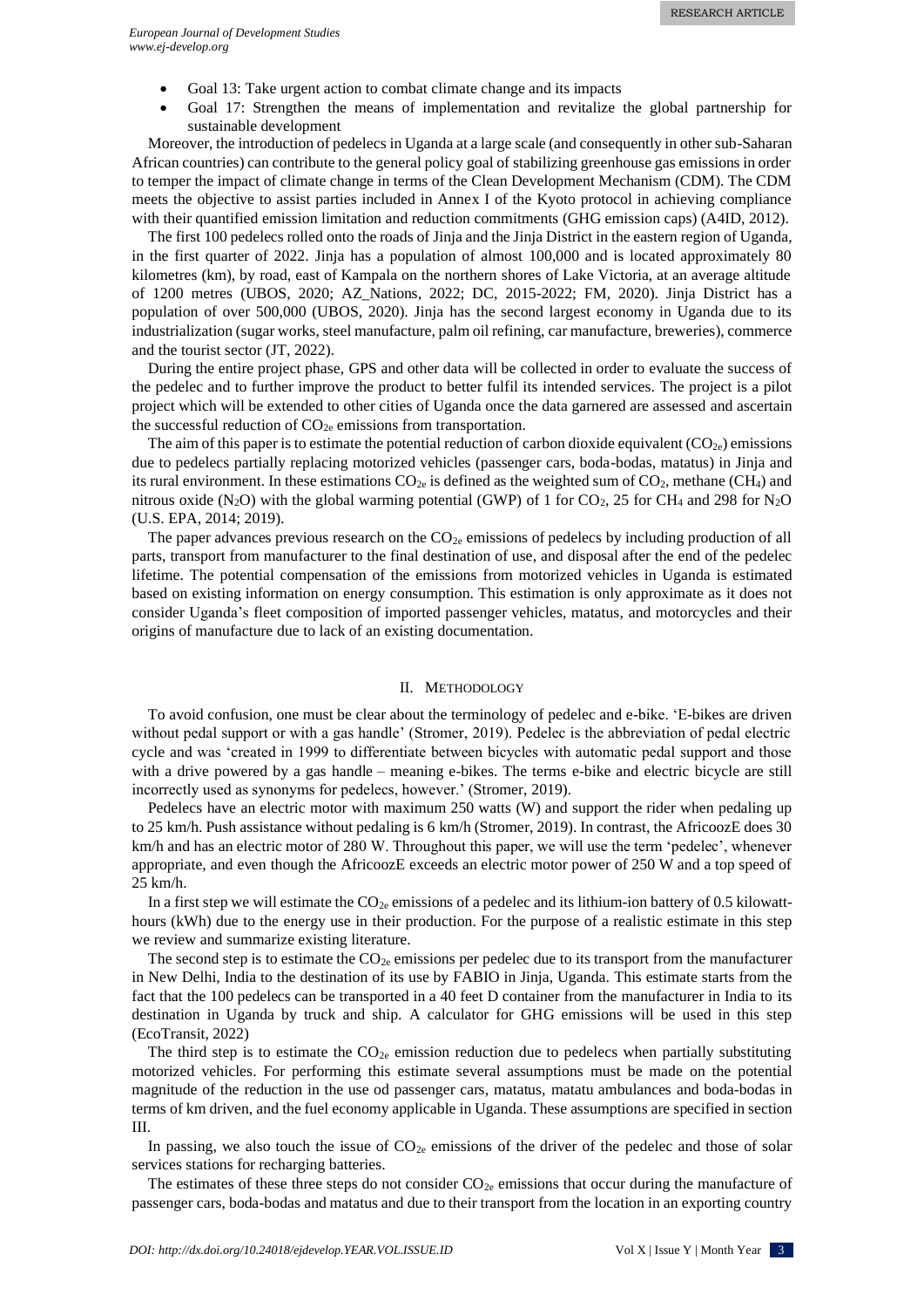- Goal 13: Take urgent action to combat climate change and its impacts
- Goal 17: Strengthen the means of implementation and revitalize the global partnership for sustainable development

Moreover, the introduction of pedelecs in Uganda at a large scale (and consequently in other sub-Saharan African countries) can contribute to the general policy goal of stabilizing greenhouse gas emissions in order to temper the impact of climate change in terms of the Clean Development Mechanism (CDM). The CDM meets the objective to assist parties included in Annex I of the Kyoto protocol in achieving compliance with their quantified emission limitation and reduction commitments (GHG emission caps) (A4ID, 2012).

The first 100 pedelecs rolled onto the roads of Jinja and the Jinja District in the eastern region of Uganda, in the first quarter of 2022. Jinja has a population of almost 100,000 and is located approximately 80 kilometres (km), by road, east of Kampala on the northern shores of Lake Victoria, at an average altitude of 1200 metres (UBOS, 2020; AZ_Nations, 2022; DC, 2015-2022; FM, 2020). Jinja District has a population of over 500,000 (UBOS, 2020). Jinja has the second largest economy in Uganda due to its industrialization (sugar works, steel manufacture, palm oil refining, car manufacture, breweries), commerce and the tourist sector (JT, 2022).

During the entire project phase, GPS and other data will be collected in order to evaluate the success of the pedelec and to further improve the product to better fulfil its intended services. The project is a pilot project which will be extended to other cities of Uganda once the data garnered are assessed and ascertain the successful reduction of $CO_{2e}$ emissions from transportation.

The aim of this paper is to estimate the potential reduction of carbon dioxide equivalent ($CO_{2e}$) emissions due to pedelecs partially replacing motorized vehicles (passenger cars, boda-bodas, matatus) in Jinja and its rural environment. In these estimations $CO_{2e}$ is defined as the weighted sum of $CO_2$, methane ($CH_4$) and nitrous oxide ($N_2O$) with the global warming potential (GWP) of 1 for $CO_2$, 25 for $CH_4$ and 298 for $N_2O$ (U.S. EPA, 2014; 2019).

The paper advances previous research on the $CO_{2e}$ emissions of pedelecs by including production of all parts, transport from manufacturer to the final destination of use, and disposal after the end of the pedelec lifetime. The potential compensation of the emissions from motorized vehicles in Uganda is estimated based on existing information on energy consumption. This estimation is only approximate as it does not consider Uganda's fleet composition of imported passenger vehicles, matatus, and motorcycles and their origins of manufacture due to lack of an existing documentation.

## II. Methodology

To avoid confusion, one must be clear about the terminology of pedelec and e-bike. 'E-bikes are driven without pedal support or with a gas handle' (Stromer, 2019). Pedelec is the abbreviation of pedal electric cycle and was 'created in 1999 to differentiate between bicycles with automatic pedal support and those with a drive powered by a gas handle – meaning e-bikes. The terms e-bike and electric bicycle are still incorrectly used as synonyms for pedelecs, however.' (Stromer, 2019).

Pedelecs have an electric motor with maximum 250 watts (W) and support the rider when pedaling up to 25 km/h. Push assistance without pedaling is 6 km/h (Stromer, 2019). In contrast, the AfricoozE does 30 km/h and has an electric motor of 280 W. Throughout this paper, we will use the term 'pedelec', whenever appropriate, and even though the AfricoozE exceeds an electric motor power of 250 W and a top speed of 25 km/h.

In a first step we will estimate the $CO_{2e}$ emissions of a pedelec and its lithium-ion battery of 0.5 kilowatt-hours (kWh) due to the energy use in their production. For the purpose of a realistic estimate in this step we review and summarize existing literature.

The second step is to estimate the $CO_{2e}$ emissions per pedelec due to its transport from the manufacturer in New Delhi, India to the destination of its use by FABIO in Jinja, Uganda. This estimate starts from the fact that the 100 pedelecs can be transported in a 40 feet D container from the manufacturer in India to its destination in Uganda by truck and ship. A calculator for GHG emissions will be used in this step (EcoTransit, 2022)

The third step is to estimate the $CO_{2e}$ emission reduction due to pedelecs when partially substituting motorized vehicles. For performing this estimate several assumptions must be made on the potential magnitude of the reduction in the use od passenger cars, matatus, matatu ambulances and boda-bodas in terms of km driven, and the fuel economy applicable in Uganda. These assumptions are specified in section III.

In passing, we also touch the issue of $CO_{2e}$ emissions of the driver of the pedelec and those of solar services stations for recharging batteries.

The estimates of these three steps do not consider $CO_{2e}$ emissions that occur during the manufacture of passenger cars, boda-bodas and matatus and due to their transport from the location in an exporting country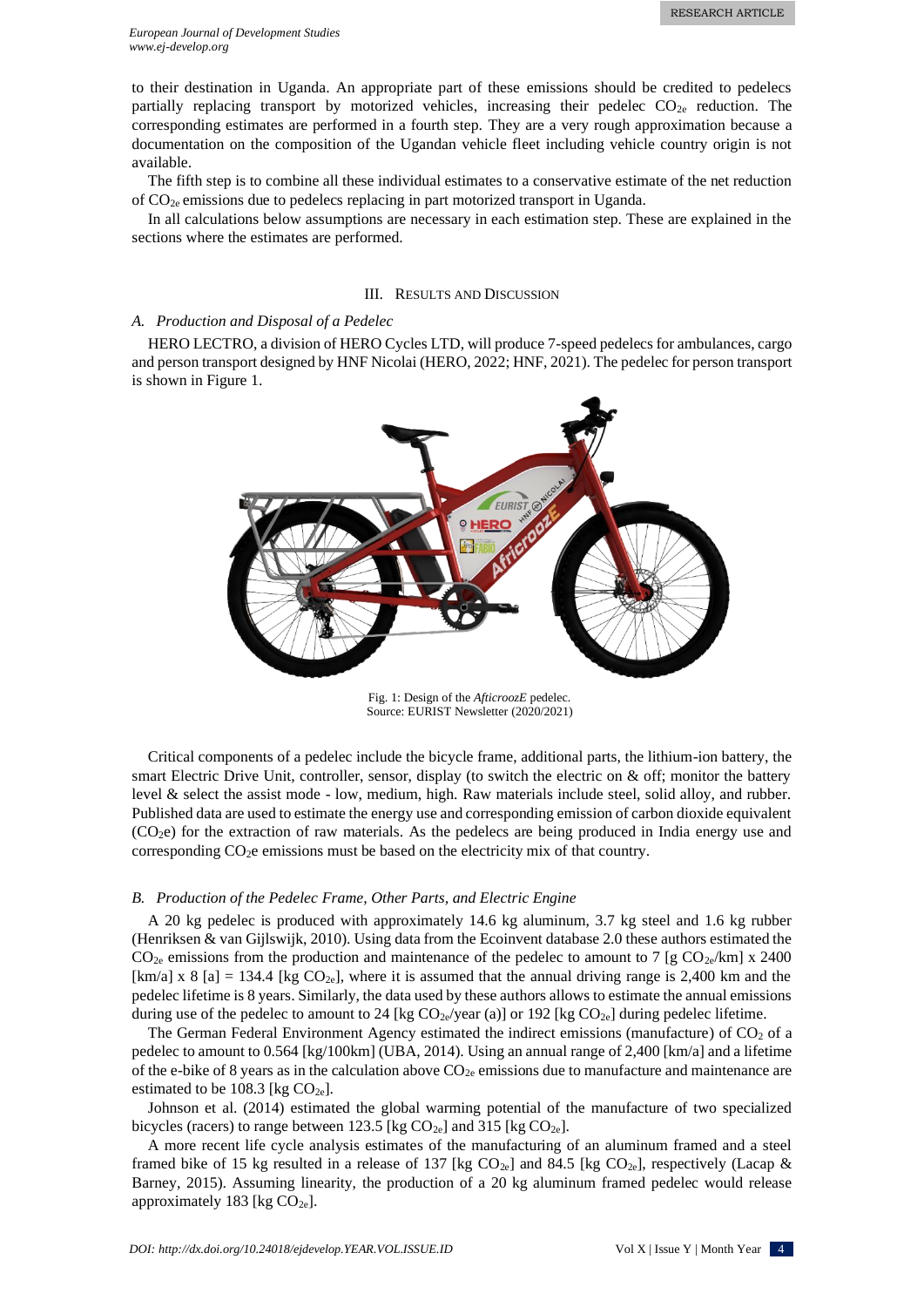to their destination in Uganda. An appropriate part of these emissions should be credited to pedelecs partially replacing transport by motorized vehicles, increasing their pedelec $CO_{2e}$ reduction. The corresponding estimates are performed in a fourth step. They are a very rough approximation because a documentation on the composition of the Ugandan vehicle fleet including vehicle country origin is not available.

The fifth step is to combine all these individual estimates to a conservative estimate of the net reduction of $CO_{2e}$ emissions due to pedelecs replacing in part motorized transport in Uganda.

In all calculations below assumptions are necessary in each estimation step. These are explained in the sections where the estimates are performed.

## III. Results and Discussion

### A. Production and Disposal of a Pedelec

HERO LECTRO, a division of HERO Cycles LTD, will produce 7-speed pedelecs for ambulances, cargo and person transport designed by HNF Nicolai (HERO, 2022; HNF, 2021). The pedelec for person transport is shown in Figure 1.

Fig. 1: Design of the *AfticroozE* pedelec.
Source: EURIST Newsletter (2020/2021)

Critical components of a pedelec include the bicycle frame, additional parts, the lithium-ion battery, the smart Electric Drive Unit, controller, sensor, display (to switch the electric on & off; monitor the battery level & select the assist mode - low, medium, high. Raw materials include steel, solid alloy, and rubber. Published data are used to estimate the energy use and corresponding emission of carbon dioxide equivalent ($CO_2$e) for the extraction of raw materials. As the pedelecs are being produced in India energy use and corresponding $CO_2$e emissions must be based on the electricity mix of that country.

### B. Production of the Pedelec Frame, Other Parts, and Electric Engine

A 20 kg pedelec is produced with approximately 14.6 kg aluminum, 3.7 kg steel and 1.6 kg rubber (Henriksen & van Gijlswijk, 2010). Using data from the Ecoinvent database 2.0 these authors estimated the $CO_{2e}$ emissions from the production and maintenance of the pedelec to amount to 7 [g $CO_{2e}$/km] x 2400 [km/a] x 8 [a] = 134.4 [kg $CO_{2e}$], where it is assumed that the annual driving range is 2,400 km and the pedelec lifetime is 8 years. Similarly, the data used by these authors allows to estimate the annual emissions during use of the pedelec to amount to 24 [kg $CO_{2e}$/year (a)] or 192 [kg $CO_{2e}$] during pedelec lifetime.

The German Federal Environment Agency estimated the indirect emissions (manufacture) of $CO_2$ of a pedelec to amount to 0.564 [kg/100km] (UBA, 2014). Using an annual range of 2,400 [km/a] and a lifetime of the e-bike of 8 years as in the calculation above $CO_{2e}$ emissions due to manufacture and maintenance are estimated to be 108.3 [kg $CO_{2e}$].

Johnson et al. (2014) estimated the global warming potential of the manufacture of two specialized bicycles (racers) to range between 123.5 [kg $CO_{2e}$] and 315 [kg $CO_{2e}$].

A more recent life cycle analysis estimates of the manufacturing of an aluminum framed and a steel framed bike of 15 kg resulted in a release of 137 [kg $CO_{2e}$] and 84.5 [kg $CO_{2e}$], respectively (Lacap & Barney, 2015). Assuming linearity, the production of a 20 kg aluminum framed pedelec would release approximately 183 [kg $CO_{2e}$].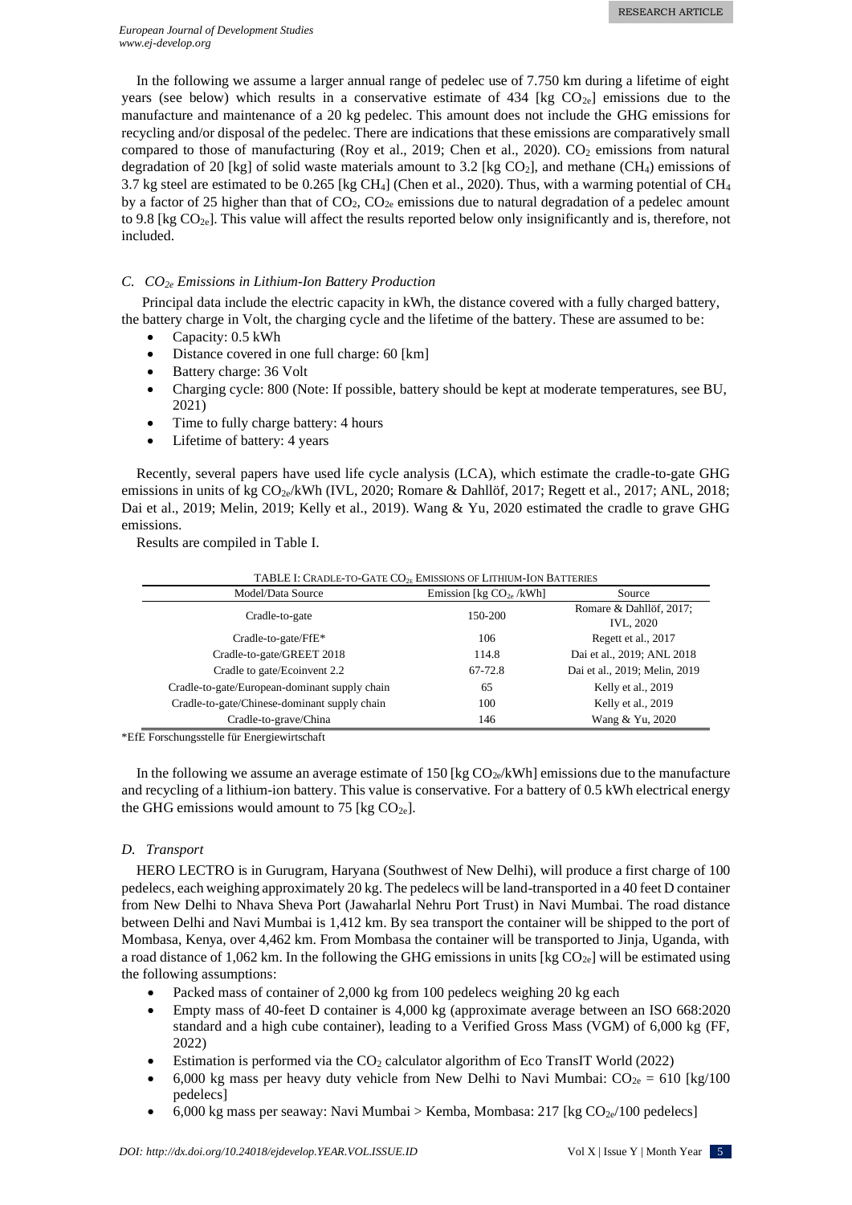In the following we assume a larger annual range of pedelec use of 7.750 km during a lifetime of eight years (see below) which results in a conservative estimate of 434 [kg $CO_{2e}$] emissions due to the manufacture and maintenance of a 20 kg pedelec. This amount does not include the GHG emissions for recycling and/or disposal of the pedelec. There are indications that these emissions are comparatively small compared to those of manufacturing (Roy et al., 2019; Chen et al., 2020). $CO_2$ emissions from natural degradation of 20 [kg] of solid waste materials amount to 3.2 [kg $CO_2$], and methane ($CH_4$) emissions of 3.7 kg steel are estimated to be 0.265 [kg $CH_4$] (Chen et al., 2020). Thus, with a warming potential of $CH_4$ by a factor of 25 higher than that of $CO_2$, $CO_{2e}$ emissions due to natural degradation of a pedelec amount to 9.8 [kg $CO_{2e}$]. This value will affect the results reported below only insignificantly and is, therefore, not included.

### C. *$CO_{2e}$ Emissions in Lithium-Ion Battery Production*

Principal data include the electric capacity in kWh, the distance covered with a fully charged battery, the battery charge in Volt, the charging cycle and the lifetime of the battery. These are assumed to be:

- Capacity: 0.5 kWh
- Distance covered in one full charge: 60 [km]
- Battery charge: 36 Volt
- Charging cycle: 800 (Note: If possible, battery should be kept at moderate temperatures, see BU, 2021)
- Time to fully charge battery: 4 hours
- Lifetime of battery: 4 years

Recently, several papers have used life cycle analysis (LCA), which estimate the cradle-to-gate GHG emissions in units of kg $CO_{2e}$/kWh (IVL, 2020; Romare & Dahllöf, 2017; Regett et al., 2017; ANL, 2018; Dai et al., 2019; Melin, 2019; Kelly et al., 2019). Wang & Yu, 2020 estimated the cradle to grave GHG emissions.

Results are compiled in Table I.

TABLE I: CRADLE-TO-GATE $CO_{2e}$ EMISSIONS OF LITHIUM-ION BATTERIES

| Model/Data Source | Emission [kg $CO_{2e}$ /kWh] | Source |
|---|---|---|
| Cradle-to-gate | 150-200 | Romare & Dahllöf, 2017; IVL, 2020 |
| Cradle-to-gate/FfE* | 106 | Regett et al., 2017 |
| Cradle-to-gate/GREET 2018 | 114.8 | Dai et al., 2019; ANL 2018 |
| Cradle to gate/Ecoinvent 2.2 | 67-72.8 | Dai et al., 2019; Melin, 2019 |
| Cradle-to-gate/European-dominant supply chain | 65 | Kelly et al., 2019 |
| Cradle-to-gate/Chinese-dominant supply chain | 100 | Kelly et al., 2019 |
| Cradle-to-grave/China | 146 | Wang & Yu, 2020 |

*EfE Forschungsstelle für Energiewirtschaft

In the following we assume an average estimate of 150 [kg $CO_{2e}$/kWh] emissions due to the manufacture and recycling of a lithium-ion battery. This value is conservative. For a battery of 0.5 kWh electrical energy the GHG emissions would amount to 75 [kg $CO_{2e}$].

### D. *Transport*

HERO LECTRO is in Gurugram, Haryana (Southwest of New Delhi), will produce a first charge of 100 pedelecs, each weighing approximately 20 kg. The pedelecs will be land-transported in a 40 feet D container from New Delhi to Nhava Sheva Port (Jawaharlal Nehru Port Trust) in Navi Mumbai. The road distance between Delhi and Navi Mumbai is 1,412 km. By sea transport the container will be shipped to the port of Mombasa, Kenya, over 4,462 km. From Mombasa the container will be transported to Jinja, Uganda, with a road distance of 1,062 km. In the following the GHG emissions in units [kg $CO_{2e}$] will be estimated using the following assumptions:

- Packed mass of container of 2,000 kg from 100 pedelecs weighing 20 kg each
- Empty mass of 40-feet D container is 4,000 kg (approximate average between an ISO 668:2020 standard and a high cube container), leading to a Verified Gross Mass (VGM) of 6,000 kg (FF, 2022)
- Estimation is performed via the $CO_2$ calculator algorithm of Eco TransIT World (2022)
- 6,000 kg mass per heavy duty vehicle from New Delhi to Navi Mumbai: $CO_{2e}$ = 610 [kg/100 pedelecs]
- 6,000 kg mass per seaway: Navi Mumbai > Kemba, Mombasa: 217 [kg $CO_{2e}$/100 pedelecs]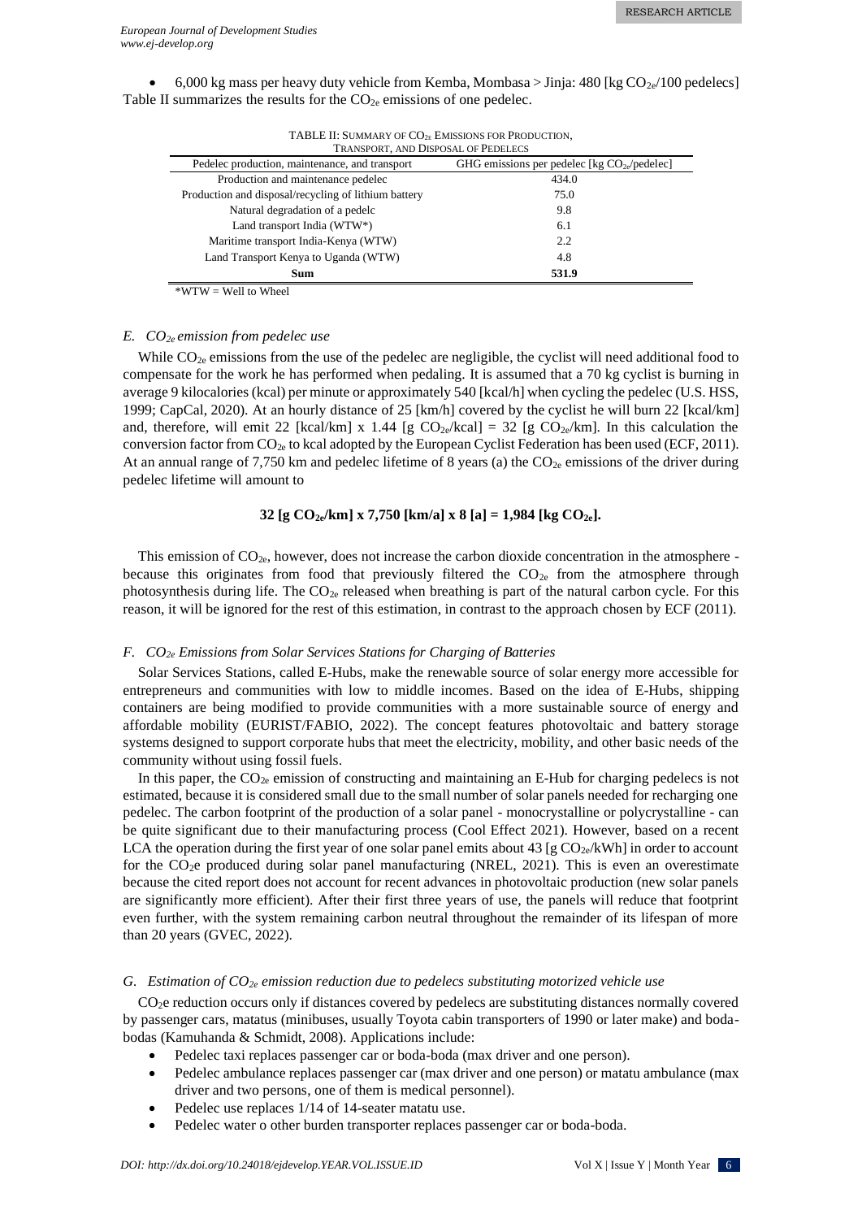- 6,000 kg mass per heavy duty vehicle from Kemba, Mombasa > Jinja: 480 [kg $CO_{2e}$/100 pedelecs]

Table II summarizes the results for the $CO_{2e}$ emissions of one pedelec.

TABLE II: SUMMARY OF $CO_{2E}$ EMISSIONS FOR PRODUCTION, TRANSPORT, AND DISPOSAL OF PEDELECS

| Pedelec production, maintenance, and transport | GHG emissions per pedelec [kg $CO_{2e}$/pedelec] |
|---|---|
| Production and maintenance pedelec | 434.0 |
| Production and disposal/recycling of lithium battery | 75.0 |
| Natural degradation of a pedelc | 9.8 |
| Land transport India (WTW*) | 6.1 |
| Maritime transport India-Kenya (WTW) | 2.2 |
| Land Transport Kenya to Uganda (WTW) | 4.8 |
| **Sum** | **531.9** |

*WTW = Well to Wheel

### E. $CO_{2e}$ emission from pedelec use

While $CO_{2e}$ emissions from the use of the pedelec are negligible, the cyclist will need additional food to compensate for the work he has performed when pedaling. It is assumed that a 70 kg cyclist is burning in average 9 kilocalories (kcal) per minute or approximately 540 [kcal/h] when cycling the pedelec (U.S. HSS, 1999; CapCal, 2020). At an hourly distance of 25 [km/h] covered by the cyclist he will burn 22 [kcal/km] and, therefore, will emit 22 [kcal/km] x 1.44 [g $CO_{2e}$/kcal] = 32 [g $CO_{2e}$/km]. In this calculation the conversion factor from $CO_{2e}$ to kcal adopted by the European Cyclist Federation has been used (ECF, 2011). At an annual range of 7,750 km and pedelec lifetime of 8 years (a) the $CO_{2e}$ emissions of the driver during pedelec lifetime will amount to

$$32 \text{ [g } CO_{2e}\text{/km] x } 7{,}750 \text{ [km/a] x } 8 \text{ [a]} = 1{,}984 \text{ [kg } CO_{2e}\text{]}.$$

This emission of $CO_{2e}$, however, does not increase the carbon dioxide concentration in the atmosphere - because this originates from food that previously filtered the $CO_{2e}$ from the atmosphere through photosynthesis during life. The $CO_{2e}$ released when breathing is part of the natural carbon cycle. For this reason, it will be ignored for the rest of this estimation, in contrast to the approach chosen by ECF (2011).

### F. $CO_{2e}$ Emissions from Solar Services Stations for Charging of Batteries

Solar Services Stations, called E-Hubs, make the renewable source of solar energy more accessible for entrepreneurs and communities with low to middle incomes. Based on the idea of E-Hubs, shipping containers are being modified to provide communities with a more sustainable source of energy and affordable mobility (EURIST/FABIO, 2022). The concept features photovoltaic and battery storage systems designed to support corporate hubs that meet the electricity, mobility, and other basic needs of the community without using fossil fuels.

In this paper, the $CO_{2e}$ emission of constructing and maintaining an E-Hub for charging pedelecs is not estimated, because it is considered small due to the small number of solar panels needed for recharging one pedelec. The carbon footprint of the production of a solar panel - monocrystalline or polycrystalline - can be quite significant due to their manufacturing process (Cool Effect 2021). However, based on a recent LCA the operation during the first year of one solar panel emits about 43 [g $CO_{2e}$/kWh] in order to account for the $CO_2$e produced during solar panel manufacturing (NREL, 2021). This is even an overestimate because the cited report does not account for recent advances in photovoltaic production (new solar panels are significantly more efficient). After their first three years of use, the panels will reduce that footprint even further, with the system remaining carbon neutral throughout the remainder of its lifespan of more than 20 years (GVEC, 2022).

### G. Estimation of $CO_{2e}$ emission reduction due to pedelecs substituting motorized vehicle use

$CO_2$e reduction occurs only if distances covered by pedelecs are substituting distances normally covered by passenger cars, matatus (minibuses, usually Toyota cabin transporters of 1990 or later make) and boda-bodas (Kamuhanda & Schmidt, 2008). Applications include:

- Pedelec taxi replaces passenger car or boda-boda (max driver and one person).
- Pedelec ambulance replaces passenger car (max driver and one person) or matatu ambulance (max driver and two persons, one of them is medical personnel).
- Pedelec use replaces 1/14 of 14-seater matatu use.
- Pedelec water o other burden transporter replaces passenger car or boda-boda.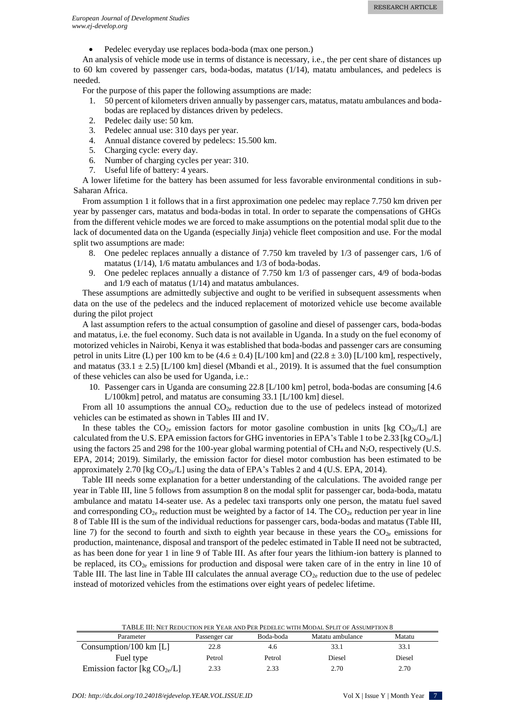- Pedelec everyday use replaces boda-boda (max one person.)

An analysis of vehicle mode use in terms of distance is necessary, i.e., the per cent share of distances up to 60 km covered by passenger cars, boda-bodas, matatus (1/14), matatu ambulances, and pedelecs is needed.

For the purpose of this paper the following assumptions are made:

1. 50 percent of kilometers driven annually by passenger cars, matatus, matatu ambulances and boda-bodas are replaced by distances driven by pedelecs.
2. Pedelec daily use: 50 km.
3. Pedelec annual use: 310 days per year.
4. Annual distance covered by pedelecs: 15.500 km.
5. Charging cycle: every day.
6. Number of charging cycles per year: 310.
7. Useful life of battery: 4 years.

A lower lifetime for the battery has been assumed for less favorable environmental conditions in sub-Saharan Africa.

From assumption 1 it follows that in a first approximation one pedelec may replace 7.750 km driven per year by passenger cars, matatus and boda-bodas in total. In order to separate the compensations of GHGs from the different vehicle modes we are forced to make assumptions on the potential modal split due to the lack of documented data on the Uganda (especially Jinja) vehicle fleet composition and use. For the modal split two assumptions are made:

8. One pedelec replaces annually a distance of 7.750 km traveled by 1/3 of passenger cars, 1/6 of matatus (1/14), 1/6 matatu ambulances and 1/3 of boda-bodas.
9. One pedelec replaces annually a distance of 7.750 km 1/3 of passenger cars, 4/9 of boda-bodas and 1/9 each of matatus (1/14) and matatus ambulances.

These assumptions are admittedly subjective and ought to be verified in subsequent assessments when data on the use of the pedelecs and the induced replacement of motorized vehicle use become available during the pilot project

A last assumption refers to the actual consumption of gasoline and diesel of passenger cars, boda-bodas and matatus, i.e. the fuel economy. Such data is not available in Uganda. In a study on the fuel economy of motorized vehicles in Nairobi, Kenya it was established that boda-bodas and passenger cars are consuming petrol in units Litre (L) per 100 km to be $(4.6 \pm 0.4)$ [L/100 km] and $(22.8 \pm 3.0)$ [L/100 km], respectively, and matatus $(33.1 \pm 2.5)$ [L/100 km] diesel (Mbandi et al., 2019). It is assumed that the fuel consumption of these vehicles can also be used for Uganda, i.e.:

10. Passenger cars in Uganda are consuming 22.8 [L/100 km] petrol, boda-bodas are consuming [4.6 L/100km] petrol, and matatus are consuming 33.1 [L/100 km] diesel.

From all 10 assumptions the annual $CO_{2e}$ reduction due to the use of pedelecs instead of motorized vehicles can be estimated as shown in Tables III and IV.

In these tables the $CO_{2e}$ emission factors for motor gasoline combustion in units [kg $CO_{2e}$/L] are calculated from the U.S. EPA emission factors for GHG inventories in EPA's Table 1 to be 2.33 [kg $CO_{2e}$/L] using the factors 25 and 298 for the 100-year global warming potential of $CH_4$ and $N_2O$, respectively (U.S. EPA, 2014; 2019). Similarly, the emission factor for diesel motor combustion has been estimated to be approximately 2.70 [kg $CO_{2e}$/L] using the data of EPA's Tables 2 and 4 (U.S. EPA, 2014).

Table III needs some explanation for a better understanding of the calculations. The avoided range per year in Table III, line 5 follows from assumption 8 on the modal split for passenger car, boda-boda, matatu ambulance and matatu 14-seater use. As a pedelec taxi transports only one person, the matatu fuel saved and corresponding $CO_{2e}$ reduction must be weighted by a factor of 14. The $CO_{2e}$ reduction per year in line 8 of Table III is the sum of the individual reductions for passenger cars, boda-bodas and matatus (Table III, line 7) for the second to fourth and sixth to eighth year because in these years the $CO_{2e}$ emissions for production, maintenance, disposal and transport of the pedelec estimated in Table II need not be subtracted, as has been done for year 1 in line 9 of Table III. As after four years the lithium-ion battery is planned to be replaced, its $CO_{2e}$ emissions for production and disposal were taken care of in the entry in line 10 of Table III. The last line in Table III calculates the annual average $CO_{2e}$ reduction due to the use of pedelec instead of motorized vehicles from the estimations over eight years of pedelec lifetime.

TABLE III: NET REDUCTION PER YEAR AND PER PEDELEC WITH MODAL SPLIT OF ASSUMPTION 8

| Parameter | Passenger car | Boda-boda | Matatu ambulance | Matatu |
|---|---|---|---|---|
| Consumption/100 km [L] | 22.8 | 4.6 | 33.1 | 33.1 |
| Fuel type | Petrol | Petrol | Diesel | Diesel |
| Emission factor [kg $CO_{2e}$/L] | 2.33 | 2.33 | 2.70 | 2.70 |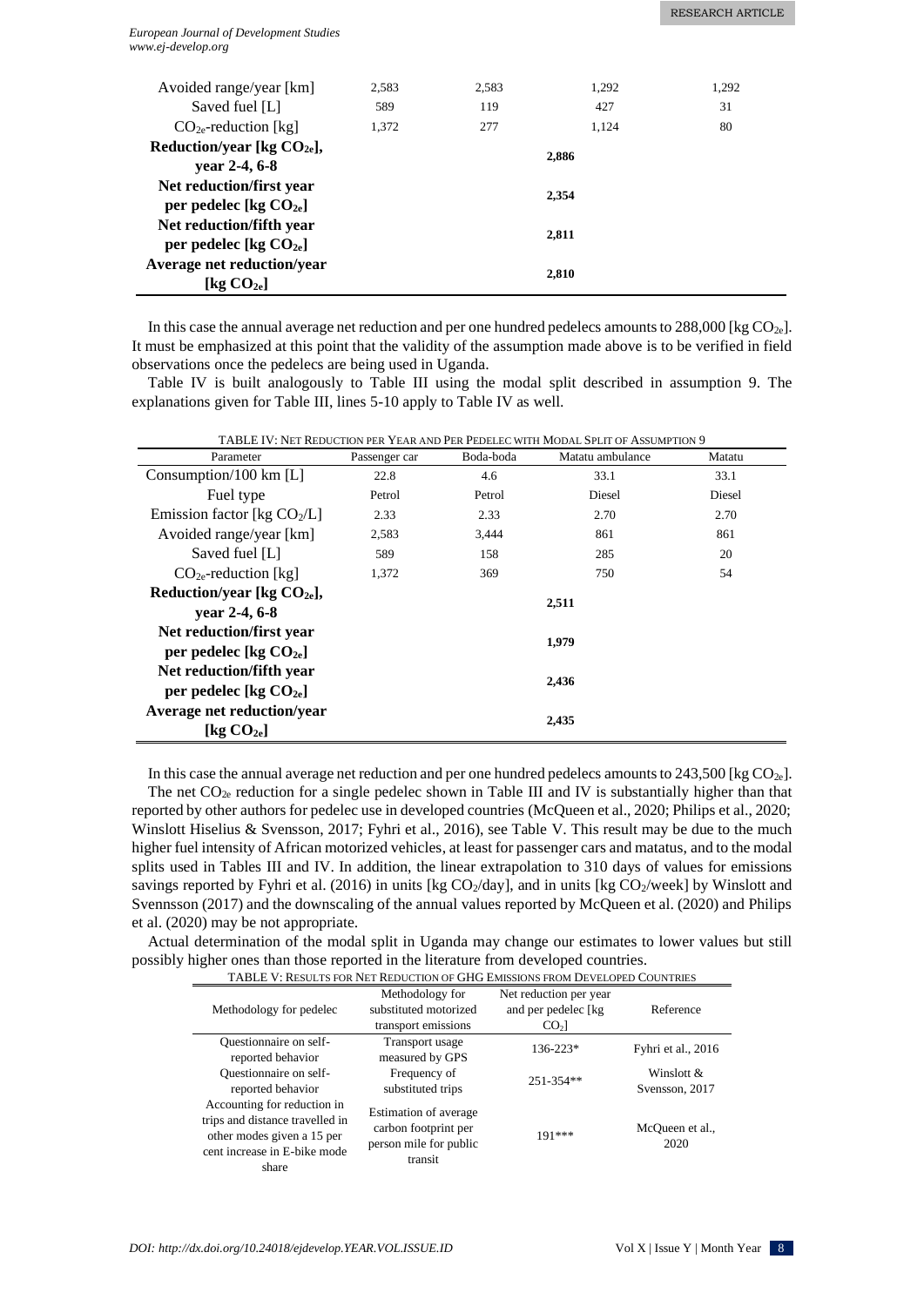| | | | | |
|---|---|---|---|---|
| Avoided range/year [km] | 2,583 | 2,583 | 1,292 | 1,292 |
| Saved fuel [L] | 589 | 119 | 427 | 31 |
| $CO_{2e}$-reduction [kg] | 1,372 | 277 | 1,124 | 80 |
| **Reduction/year [kg $CO_{2e}$], year 2-4, 6-8** | | **2,886** | | |
| **Net reduction/first year per pedelec [kg $CO_{2e}$]** | | **2,354** | | |
| **Net reduction/fifth year per pedelec [kg $CO_{2e}$]** | | **2,811** | | |
| **Average net reduction/year [kg $CO_{2e}$]** | | **2,810** | | |

In this case the annual average net reduction and per one hundred pedelecs amounts to 288,000 [kg $CO_{2e}$]. It must be emphasized at this point that the validity of the assumption made above is to be verified in field observations once the pedelecs are being used in Uganda.

Table IV is built analogously to Table III using the modal split described in assumption 9. The explanations given for Table III, lines 5-10 apply to Table IV as well.

TABLE IV: NET REDUCTION PER YEAR AND PER PEDELEC WITH MODAL SPLIT OF ASSUMPTION 9

| Parameter | Passenger car | Boda-boda | Matatu ambulance | Matatu |
|---|---|---|---|---|
| Consumption/100 km [L] | 22.8 | 4.6 | 33.1 | 33.1 |
| Fuel type | Petrol | Petrol | Diesel | Diesel |
| Emission factor [kg $CO_2$/L] | 2.33 | 2.33 | 2.70 | 2.70 |
| Avoided range/year [km] | 2,583 | 3,444 | 861 | 861 |
| Saved fuel [L] | 589 | 158 | 285 | 20 |
| $CO_{2e}$-reduction [kg] | 1,372 | 369 | 750 | 54 |
| **Reduction/year [kg $CO_{2e}$], year 2-4, 6-8** | | **2,511** | | |
| **Net reduction/first year per pedelec [kg $CO_{2e}$]** | | **1,979** | | |
| **Net reduction/fifth year per pedelec [kg $CO_{2e}$]** | | **2,436** | | |
| **Average net reduction/year [kg $CO_{2e}$]** | | **2,435** | | |

In this case the annual average net reduction and per one hundred pedelecs amounts to 243,500 [kg $CO_{2e}$].

The net $CO_{2e}$ reduction for a single pedelec shown in Table III and IV is substantially higher than that reported by other authors for pedelec use in developed countries (McQueen et al., 2020; Philips et al., 2020; Winslott Hiselius & Svensson, 2017; Fyhri et al., 2016), see Table V. This result may be due to the much higher fuel intensity of African motorized vehicles, at least for passenger cars and matatus, and to the modal splits used in Tables III and IV. In addition, the linear extrapolation to 310 days of values for emissions savings reported by Fyhri et al. (2016) in units [kg $CO_2$/day], and in units [kg $CO_2$/week] by Winslott and Svennsson (2017) and the downscaling of the annual values reported by McQueen et al. (2020) and Philips et al. (2020) may be not appropriate.

Actual determination of the modal split in Uganda may change our estimates to lower values but still possibly higher ones than those reported in the literature from developed countries.

TABLE V: RESULTS FOR NET REDUCTION OF GHG EMISSIONS FROM DEVELOPED COUNTRIES

| Methodology for pedelec | Methodology for substituted motorized transport emissions | Net reduction per year and per pedelec [kg $CO_2$] | Reference |
|---|---|---|---|
| Questionnaire on self-reported behavior | Transport usage measured by GPS | 136-223* | Fyhri et al., 2016 |
| Questionnaire on self-reported behavior | Frequency of substituted trips | 251-354** | Winslott & Svensson, 2017 |
| Accounting for reduction in trips and distance travelled in other modes given a 15 per cent increase in E-bike mode share | Estimation of average carbon footprint per person mile for public transit | 191*** | McQueen et al., 2020 |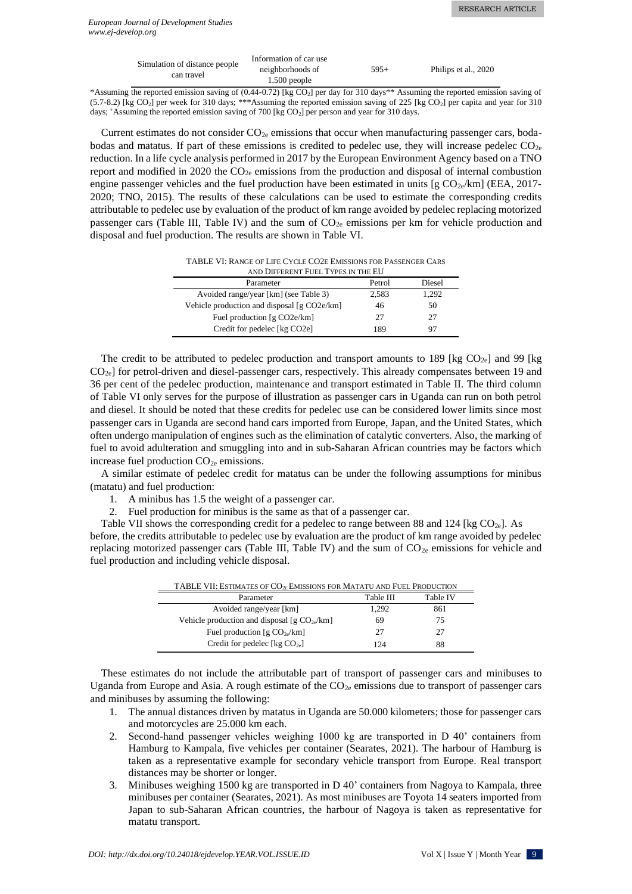| Simulation of distance people can travel | Information of car use neighborhoods of 1.500 people | 595+ | Philips et al., 2020 |
|---|---|---|---|

*Assuming the reported emission saving of (0.44-0.72) [kg $CO_2$] per day for 310 days** Assuming the reported emission saving of (5.7-8.2) [kg $CO_2$] per week for 310 days; ***Assuming the reported emission saving of 225 [kg $CO_2$] per capita and year for 310 days; +Assuming the reported emission saving of 700 [kg $CO_2$] per person and year for 310 days.

Current estimates do not consider $CO_{2e}$ emissions that occur when manufacturing passenger cars, boda-bodas and matatus. If part of these emissions is credited to pedelec use, they will increase pedelec $CO_{2e}$ reduction. In a life cycle analysis performed in 2017 by the European Environment Agency based on a TNO report and modified in 2020 the $CO_{2e}$ emissions from the production and disposal of internal combustion engine passenger vehicles and the fuel production have been estimated in units [g $CO_{2e}$/km] (EEA, 2017-2020; TNO, 2015). The results of these calculations can be used to estimate the corresponding credits attributable to pedelec use by evaluation of the product of km range avoided by pedelec replacing motorized passenger cars (Table III, Table IV) and the sum of $CO_{2e}$ emissions per km for vehicle production and disposal and fuel production. The results are shown in Table VI.

TABLE VI: RANGE OF LIFE CYCLE CO2E EMISSIONS FOR PASSENGER CARS AND DIFFERENT FUEL TYPES IN THE EU

| Parameter | Petrol | Diesel |
|---|---|---|
| Avoided range/year [km] (see Table 3) | 2,583 | 1,292 |
| Vehicle production and disposal [g CO2e/km] | 46 | 50 |
| Fuel production [g CO2e/km] | 27 | 27 |
| Credit for pedelec [kg CO2e] | 189 | 97 |

The credit to be attributed to pedelec production and transport amounts to 189 [kg $CO_{2e}$] and 99 [kg $CO_{2e}$] for petrol-driven and diesel-passenger cars, respectively. This already compensates between 19 and 36 per cent of the pedelec production, maintenance and transport estimated in Table II. The third column of Table VI only serves for the purpose of illustration as passenger cars in Uganda can run on both petrol and diesel. It should be noted that these credits for pedelec use can be considered lower limits since most passenger cars in Uganda are second hand cars imported from Europe, Japan, and the United States, which often undergo manipulation of engines such as the elimination of catalytic converters. Also, the marking of fuel to avoid adulteration and smuggling into and in sub-Saharan African countries may be factors which increase fuel production $CO_{2e}$ emissions.

A similar estimate of pedelec credit for matatus can be under the following assumptions for minibus (matatu) and fuel production:

1. A minibus has 1.5 the weight of a passenger car.
2. Fuel production for minibus is the same as that of a passenger car.

Table VII shows the corresponding credit for a pedelec to range between 88 and 124 [kg $CO_{2e}$]. As before, the credits attributable to pedelec use by evaluation are the product of km range avoided by pedelec replacing motorized passenger cars (Table III, Table IV) and the sum of $CO_{2e}$ emissions for vehicle and fuel production and including vehicle disposal.

TABLE VII: ESTIMATES OF $CO_{2e}$ EMISSIONS FOR MATATU AND FUEL PRODUCTION

| Parameter | Table III | Table IV |
|---|---|---|
| Avoided range/year [km] | 1,292 | 861 |
| Vehicle production and disposal [g $CO_{2e}$/km] | 69 | 75 |
| Fuel production [g $CO_{2e}$/km] | 27 | 27 |
| Credit for pedelec [kg $CO_{2e}$] | 124 | 88 |

These estimates do not include the attributable part of transport of passenger cars and minibuses to Uganda from Europe and Asia. A rough estimate of the $CO_{2e}$ emissions due to transport of passenger cars and minibuses by assuming the following:

1. The annual distances driven by matatus in Uganda are 50.000 kilometers; those for passenger cars and motorcycles are 25.000 km each.
2. Second-hand passenger vehicles weighing 1000 kg are transported in D 40' containers from Hamburg to Kampala, five vehicles per container (Searates, 2021). The harbour of Hamburg is taken as a representative example for secondary vehicle transport from Europe. Real transport distances may be shorter or longer.
3. Minibuses weighing 1500 kg are transported in D 40' containers from Nagoya to Kampala, three minibuses per container (Searates, 2021). As most minibuses are Toyota 14 seaters imported from Japan to sub-Saharan African countries, the harbour of Nagoya is taken as representative for matatu transport.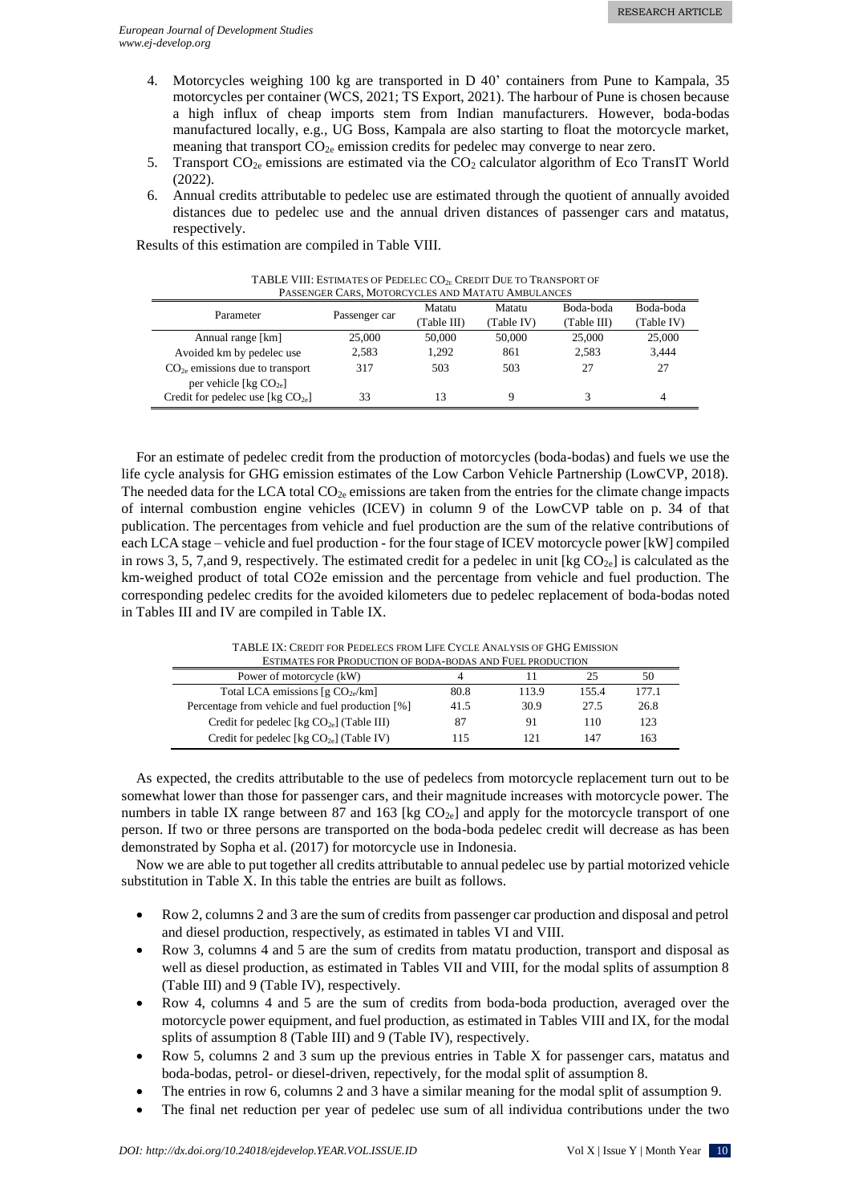4. Motorcycles weighing 100 kg are transported in D 40' containers from Pune to Kampala, 35 motorcycles per container (WCS, 2021; TS Export, 2021). The harbour of Pune is chosen because a high influx of cheap imports stem from Indian manufacturers. However, boda-bodas manufactured locally, e.g., UG Boss, Kampala are also starting to float the motorcycle market, meaning that transport $CO_{2e}$ emission credits for pedelec may converge to near zero.
5. Transport $CO_{2e}$ emissions are estimated via the $CO_2$ calculator algorithm of Eco TransIT World (2022).
6. Annual credits attributable to pedelec use are estimated through the quotient of annually avoided distances due to pedelec use and the annual driven distances of passenger cars and matatus, respectively.

Results of this estimation are compiled in Table VIII.

TABLE VIII: Estimates of Pedelec $CO_{2e}$ Credit Due to Transport of Passenger Cars, Motorcycles and Matatu Ambulances

| Parameter | Passenger car | Matatu (Table III) | Matatu (Table IV) | Boda-boda (Table III) | Boda-boda (Table IV) |
|---|---|---|---|---|---|
| Annual range [km] | 25,000 | 50,000 | 50,000 | 25,000 | 25,000 |
| Avoided km by pedelec use | 2,583 | 1,292 | 861 | 2,583 | 3,444 |
| $CO_{2e}$ emissions due to transport per vehicle [kg $CO_{2e}$] | 317 | 503 | 503 | 27 | 27 |
| Credit for pedelec use [kg $CO_{2e}$] | 33 | 13 | 9 | 3 | 4 |

For an estimate of pedelec credit from the production of motorcycles (boda-bodas) and fuels we use the life cycle analysis for GHG emission estimates of the Low Carbon Vehicle Partnership (LowCVP, 2018). The needed data for the LCA total $CO_{2e}$ emissions are taken from the entries for the climate change impacts of internal combustion engine vehicles (ICEV) in column 9 of the LowCVP table on p. 34 of that publication. The percentages from vehicle and fuel production are the sum of the relative contributions of each LCA stage – vehicle and fuel production - for the four stage of ICEV motorcycle power [kW] compiled in rows 3, 5, 7,and 9, respectively. The estimated credit for a pedelec in unit [kg $CO_{2e}$] is calculated as the km-weighed product of total CO2e emission and the percentage from vehicle and fuel production. The corresponding pedelec credits for the avoided kilometers due to pedelec replacement of boda-bodas noted in Tables III and IV are compiled in Table IX.

TABLE IX: Credit for Pedelecs from Life Cycle Analysis of GHG Emission Estimates for Production of Boda-bodas and Fuel Production

| Power of motorcycle (kW) | 4 | 11 | 25 | 50 |
|---|---|---|---|---|
| Total LCA emissions [g $CO_{2e}$/km] | 80.8 | 113.9 | 155.4 | 177.1 |
| Percentage from vehicle and fuel production [%] | 41.5 | 30.9 | 27.5 | 26.8 |
| Credit for pedelec [kg $CO_{2e}$] (Table III) | 87 | 91 | 110 | 123 |
| Credit for pedelec [kg $CO_{2e}$] (Table IV) | 115 | 121 | 147 | 163 |

As expected, the credits attributable to the use of pedelecs from motorcycle replacement turn out to be somewhat lower than those for passenger cars, and their magnitude increases with motorcycle power. The numbers in table IX range between 87 and 163 [kg $CO_{2e}$] and apply for the motorcycle transport of one person. If two or three persons are transported on the boda-boda pedelec credit will decrease as has been demonstrated by Sopha et al. (2017) for motorcycle use in Indonesia.

Now we are able to put together all credits attributable to annual pedelec use by partial motorized vehicle substitution in Table X. In this table the entries are built as follows.

- Row 2, columns 2 and 3 are the sum of credits from passenger car production and disposal and petrol and diesel production, respectively, as estimated in tables VI and VIII.
- Row 3, columns 4 and 5 are the sum of credits from matatu production, transport and disposal as well as diesel production, as estimated in Tables VII and VIII, for the modal splits of assumption 8 (Table III) and 9 (Table IV), respectively.
- Row 4, columns 4 and 5 are the sum of credits from boda-boda production, averaged over the motorcycle power equipment, and fuel production, as estimated in Tables VIII and IX, for the modal splits of assumption 8 (Table III) and 9 (Table IV), respectively.
- Row 5, columns 2 and 3 sum up the previous entries in Table X for passenger cars, matatus and boda-bodas, petrol- or diesel-driven, repectively, for the modal split of assumption 8.
- The entries in row 6, columns 2 and 3 have a similar meaning for the modal split of assumption 9.
- The final net reduction per year of pedelec use sum of all individua contributions under the two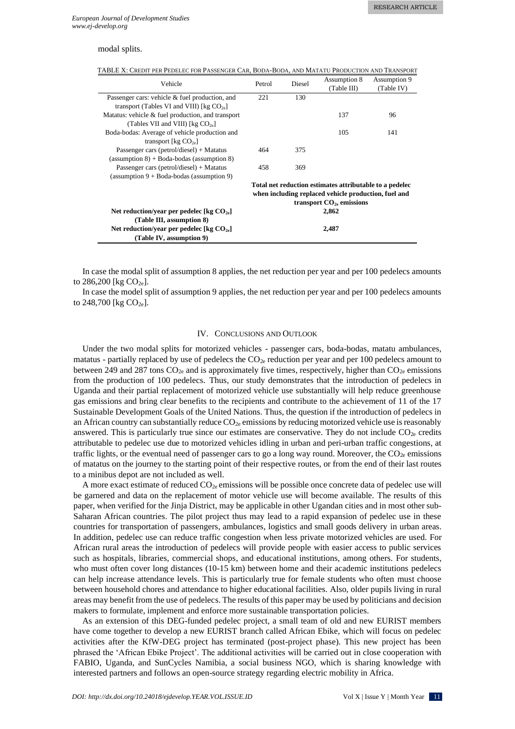modal splits.

TABLE X: CREDIT PER PEDELEC FOR PASSENGER CAR, BODA-BODA, AND MATATU PRODUCTION AND TRANSPORT

| Vehicle | Petrol | Diesel | Assumption 8 (Table III) | Assumption 9 (Table IV) |
|---|---|---|---|---|
| Passenger cars: vehicle & fuel production, and transport (Tables VI and VIII) [kg $CO_{2e}$] | 221 | 130 | | |
| Matatus: vehicle & fuel production, and transport (Tables VII and VIII) [kg $CO_{2e}$] | | | 137 | 96 |
| Boda-bodas: Average of vehicle production and transport [kg $CO_{2e}$] | | | 105 | 141 |
| Passenger cars (petrol/diesel) + Matatus (assumption 8) + Boda-bodas (assumption 8) | 464 | 375 | | |
| Passenger cars (petrol/diesel) + Matatus (assumption 9 + Boda-bodas (assumption 9) | 458 | 369 | | |
| | **Total net reduction estimates attributable to a pedelec when including replaced vehicle production, fuel and transport $CO_{2e}$ emissions** | | | |
| **Net reduction/year per pedelec [kg $CO_{2e}$] (Table III, assumption 8)** | **2,862** | | | |
| **Net reduction/year per pedelec [kg $CO_{2e}$] (Table IV, assumption 9)** | **2,487** | | | |

In case the modal split of assumption 8 applies, the net reduction per year and per 100 pedelecs amounts to 286,200 [kg $CO_{2e}$].

In case the model split of assumption 9 applies, the net reduction per year and per 100 pedelecs amounts to 248,700 [kg $CO_{2e}$].

## IV. CONCLUSIONS AND OUTLOOK

Under the two modal splits for motorized vehicles - passenger cars, boda-bodas, matatu ambulances, matatus - partially replaced by use of pedelecs the $CO_{2e}$ reduction per year and per 100 pedelecs amount to between 249 and 287 tons $CO_{2e}$ and is approximately five times, respectively, higher than $CO_{2e}$ emissions from the production of 100 pedelecs. Thus, our study demonstrates that the introduction of pedelecs in Uganda and their partial replacement of motorized vehicle use substantially will help reduce greenhouse gas emissions and bring clear benefits to the recipients and contribute to the achievement of 11 of the 17 Sustainable Development Goals of the United Nations. Thus, the question if the introduction of pedelecs in an African country can substantially reduce $CO_{2e}$ emissions by reducing motorized vehicle use is reasonably answered. This is particularly true since our estimates are conservative. They do not include $CO_{2e}$ credits attributable to pedelec use due to motorized vehicles idling in urban and peri-urban traffic congestions, at traffic lights, or the eventual need of passenger cars to go a long way round. Moreover, the $CO_{2e}$ emissions of matatus on the journey to the starting point of their respective routes, or from the end of their last routes to a minibus depot are not included as well.

A more exact estimate of reduced $CO_{2e}$ emissions will be possible once concrete data of pedelec use will be garnered and data on the replacement of motor vehicle use will become available. The results of this paper, when verified for the Jinja District, may be applicable in other Ugandan cities and in most other sub-Saharan African countries. The pilot project thus may lead to a rapid expansion of pedelec use in these countries for transportation of passengers, ambulances, logistics and small goods delivery in urban areas. In addition, pedelec use can reduce traffic congestion when less private motorized vehicles are used. For African rural areas the introduction of pedelecs will provide people with easier access to public services such as hospitals, libraries, commercial shops, and educational institutions, among others. For students, who must often cover long distances (10-15 km) between home and their academic institutions pedelecs can help increase attendance levels. This is particularly true for female students who often must choose between household chores and attendance to higher educational facilities. Also, older pupils living in rural areas may benefit from the use of pedelecs. The results of this paper may be used by politicians and decision makers to formulate, implement and enforce more sustainable transportation policies.

As an extension of this DEG-funded pedelec project, a small team of old and new EURIST members have come together to develop a new EURIST branch called African Ebike, which will focus on pedelec activities after the KfW-DEG project has terminated (post-project phase). This new project has been phrased the 'African Ebike Project'. The additional activities will be carried out in close cooperation with FABIO, Uganda, and SunCycles Namibia, a social business NGO, which is sharing knowledge with interested partners and follows an open-source strategy regarding electric mobility in Africa.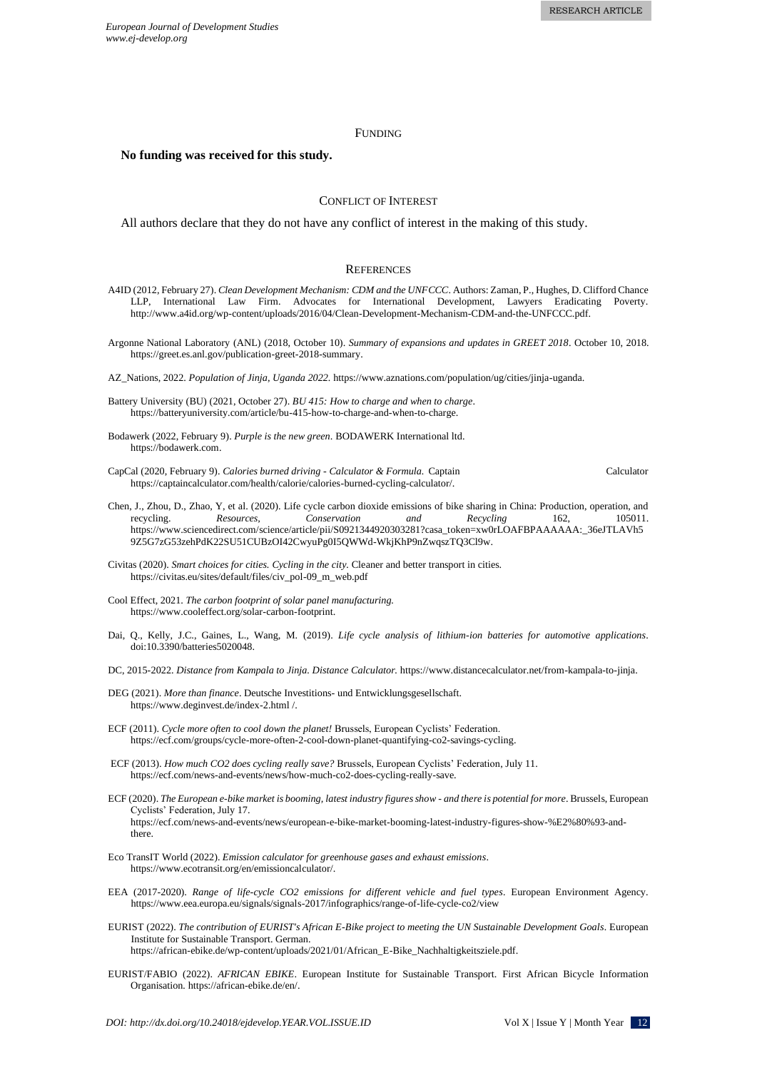## Funding

**No funding was received for this study.**

## Conflict of Interest

All authors declare that they do not have any conflict of interest in the making of this study.

## References

A4ID (2012, February 27). *Clean Development Mechanism: CDM and the UNFCCC*. Authors: Zaman, P., Hughes, D. Clifford Chance LLP, International Law Firm. Advocates for International Development, Lawyers Eradicating Poverty. http://www.a4id.org/wp-content/uploads/2016/04/Clean-Development-Mechanism-CDM-and-the-UNFCCC.pdf.

Argonne National Laboratory (ANL) (2018, October 10). *Summary of expansions and updates in GREET 2018*. October 10, 2018. https://greet.es.anl.gov/publication-greet-2018-summary.

AZ_Nations, 2022. *Population of Jinja, Uganda 2022*. https://www.aznations.com/population/ug/cities/jinja-uganda.

Battery University (BU) (2021, October 27). *BU 415: How to charge and when to charge*. https://batteryuniversity.com/article/bu-415-how-to-charge-and-when-to-charge.

Bodawerk (2022, February 9). *Purple is the new green*. BODAWERK International ltd. https://bodawerk.com.

CapCal (2020, February 9). *Calories burned driving - Calculator & Formula.* Captain Calculator https://captaincalculator.com/health/calorie/calories-burned-cycling-calculator/.

Chen, J., Zhou, D., Zhao, Y, et al. (2020). Life cycle carbon dioxide emissions of bike sharing in China: Production, operation, and recycling. *Resources, Conservation and Recycling* 162, 105011. https://www.sciencedirect.com/science/article/pii/S0921344920303281?casa_token=xw0rLOAFBPAAAAAA:_36eJTLAVh59Z5G7zG53zehPdK22SU51CUBzOI42CwyuPg0I5QWWd-WkjKhP9nZwqszTQ3Cl9w.

Civitas (2020). *Smart choices for cities. Cycling in the city.* Cleaner and better transport in cities. https://civitas.eu/sites/default/files/civ_pol-09_m_web.pdf

Cool Effect, 2021. *The carbon footprint of solar panel manufacturing.* https://www.cooleffect.org/solar-carbon-footprint.

Dai, Q., Kelly, J.C., Gaines, L., Wang, M. (2019). *Life cycle analysis of lithium-ion batteries for automotive applications*. doi:10.3390/batteries5020048.

DC, 2015-2022. *Distance from Kampala to Jinja. Distance Calculator.* https://www.distancecalculator.net/from-kampala-to-jinja.

DEG (2021). *More than finance*. Deutsche Investitions- und Entwicklungsgesellschaft. https://www.deginvest.de/index-2.html /.

ECF (2011). *Cycle more often to cool down the planet!* Brussels, European Cyclists' Federation. https://ecf.com/groups/cycle-more-often-2-cool-down-planet-quantifying-co2-savings-cycling.

ECF (2013). *How much CO2 does cycling really save?* Brussels, European Cyclists' Federation, July 11. https://ecf.com/news-and-events/news/how-much-co2-does-cycling-really-save.

ECF (2020). *The European e-bike market is booming, latest industry figures show - and there is potential for more*. Brussels, European Cyclists' Federation, July 17. https://ecf.com/news-and-events/news/european-e-bike-market-booming-latest-industry-figures-show-%E2%80%93-and-there.

Eco TransIT World (2022). *Emission calculator for greenhouse gases and exhaust emissions*. https://www.ecotransit.org/en/emissioncalculator/.

EEA (2017-2020). *Range of life-cycle CO2 emissions for different vehicle and fuel types*. European Environment Agency. https://www.eea.europa.eu/signals/signals-2017/infographics/range-of-life-cycle-co2/view

EURIST (2022). *The contribution of EURIST's African E-Bike project to meeting the UN Sustainable Development Goals*. European Institute for Sustainable Transport. German. https://african-ebike.de/wp-content/uploads/2021/01/African_E-Bike_Nachhaltigkeitsziele.pdf.

EURIST/FABIO (2022). *AFRICAN EBIKE*. European Institute for Sustainable Transport. First African Bicycle Information Organisation. https://african-ebike.de/en/.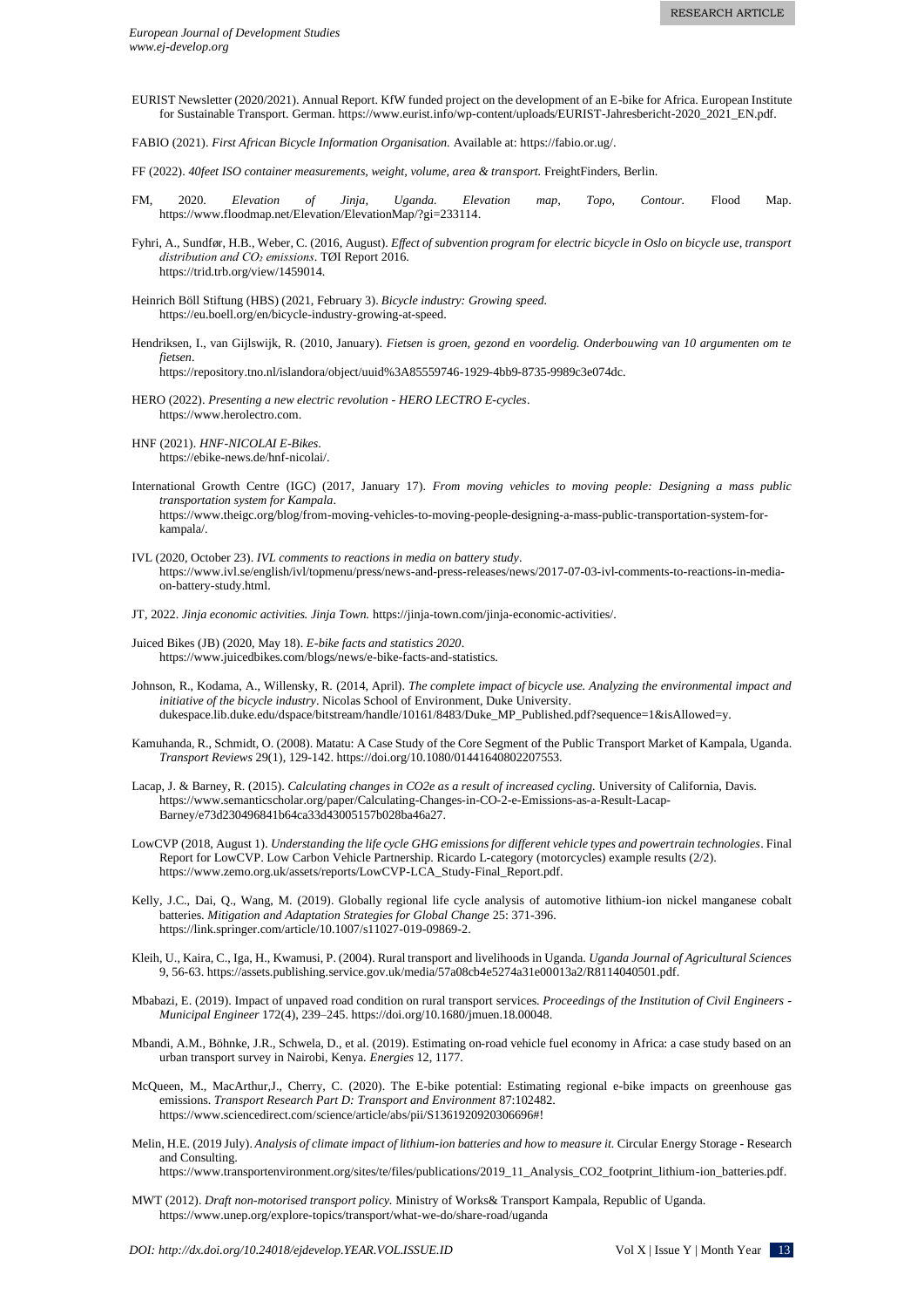EURIST Newsletter (2020/2021). Annual Report. KfW funded project on the development of an E-bike for Africa. European Institute for Sustainable Transport. German. https://www.eurist.info/wp-content/uploads/EURIST-Jahresbericht-2020_2021_EN.pdf.

FABIO (2021). *First African Bicycle Information Organisation.* Available at: https://fabio.or.ug/.

FF (2022). *40feet ISO container measurements, weight, volume, area & transport.* FreightFinders, Berlin.

FM, 2020. *Elevation of Jinja, Uganda. Elevation map, Topo, Contour.* Flood Map. https://www.floodmap.net/Elevation/ElevationMap/?gi=233114.

Fyhri, A., Sundfør, H.B., Weber, C. (2016, August). *Effect of subvention program for electric bicycle in Oslo on bicycle use, transport distribution and $CO_2$ emissions*. TØI Report 2016. https://trid.trb.org/view/1459014.

Heinrich Böll Stiftung (HBS) (2021, February 3). *Bicycle industry: Growing speed.* https://eu.boell.org/en/bicycle-industry-growing-at-speed.

Hendriksen, I., van Gijlswijk, R. (2010, January). *Fietsen is groen, gezond en voordelig. Onderbouwing van 10 argumenten om te fietsen*. https://repository.tno.nl/islandora/object/uuid%3A85559746-1929-4bb9-8735-9989c3e074dc.

HERO (2022). *Presenting a new electric revolution - HERO LECTRO E-cycles*. https://www.herolectro.com.

HNF (2021). *HNF-NICOLAI E-Bikes*. https://ebike-news.de/hnf-nicolai/.

International Growth Centre (IGC) (2017, January 17). *From moving vehicles to moving people: Designing a mass public transportation system for Kampala*. https://www.theigc.org/blog/from-moving-vehicles-to-moving-people-designing-a-mass-public-transportation-system-for-kampala/.

IVL (2020, October 23). *IVL comments to reactions in media on battery study*. https://www.ivl.se/english/ivl/topmenu/press/news-and-press-releases/news/2017-07-03-ivl-comments-to-reactions-in-media-on-battery-study.html.

JT, 2022. *Jinja economic activities. Jinja Town.* https://jinja-town.com/jinja-economic-activities/.

Juiced Bikes (JB) (2020, May 18). *E-bike facts and statistics 2020*. https://www.juicedbikes.com/blogs/news/e-bike-facts-and-statistics.

Johnson, R., Kodama, A., Willensky, R. (2014, April). *The complete impact of bicycle use. Analyzing the environmental impact and initiative of the bicycle industry*. Nicolas School of Environment, Duke University. dukespace.lib.duke.edu/dspace/bitstream/handle/10161/8483/Duke_MP_Published.pdf?sequence=1&isAllowed=y.

Kamuhanda, R., Schmidt, O. (2008). Matatu: A Case Study of the Core Segment of the Public Transport Market of Kampala, Uganda. *Transport Reviews* 29(1), 129-142. https://doi.org/10.1080/01441640802207553.

Lacap, J. & Barney, R. (2015). *Calculating changes in CO2e as a result of increased cycling.* University of California, Davis. https://www.semanticscholar.org/paper/Calculating-Changes-in-CO-2-e-Emissions-as-a-Result-Lacap-Barney/e73d230496841b64ca33d43005157b028ba46a27.

LowCVP (2018, August 1). *Understanding the life cycle GHG emissions for different vehicle types and powertrain technologies*. Final Report for LowCVP. Low Carbon Vehicle Partnership. Ricardo L-category (motorcycles) example results (2/2). https://www.zemo.org.uk/assets/reports/LowCVP-LCA_Study-Final_Report.pdf.

Kelly, J.C., Dai, Q., Wang, M. (2019). Globally regional life cycle analysis of automotive lithium-ion nickel manganese cobalt batteries. *Mitigation and Adaptation Strategies for Global Change* 25: 371-396. https://link.springer.com/article/10.1007/s11027-019-09869-2.

Kleih, U., Kaira, C., Iga, H., Kwamusi, P. (2004). Rural transport and livelihoods in Uganda. *Uganda Journal of Agricultural Sciences* 9, 56-63. https://assets.publishing.service.gov.uk/media/57a08cb4e5274a31e00013a2/R8114040501.pdf.

Mbabazi, E. (2019). Impact of unpaved road condition on rural transport services. *Proceedings of the Institution of Civil Engineers - Municipal Engineer* 172(4), 239–245. https://doi.org/10.1680/jmuen.18.00048.

Mbandi, A.M., Böhnke, J.R., Schwela, D., et al. (2019). Estimating on-road vehicle fuel economy in Africa: a case study based on an urban transport survey in Nairobi, Kenya. *Energies* 12, 1177.

McQueen, M., MacArthur,J., Cherry, C. (2020). The E-bike potential: Estimating regional e-bike impacts on greenhouse gas emissions. *Transport Research Part D: Transport and Environment* 87:102482. https://www.sciencedirect.com/science/article/abs/pii/S1361920920306696#!

Melin, H.E. (2019 July). *Analysis of climate impact of lithium-ion batteries and how to measure it.* Circular Energy Storage - Research and Consulting. https://www.transportenvironment.org/sites/te/files/publications/2019_11_Analysis_CO2_footprint_lithium-ion_batteries.pdf.

MWT (2012). *Draft non-motorised transport policy.* Ministry of Works& Transport Kampala, Republic of Uganda. https://www.unep.org/explore-topics/transport/what-we-do/share-road/uganda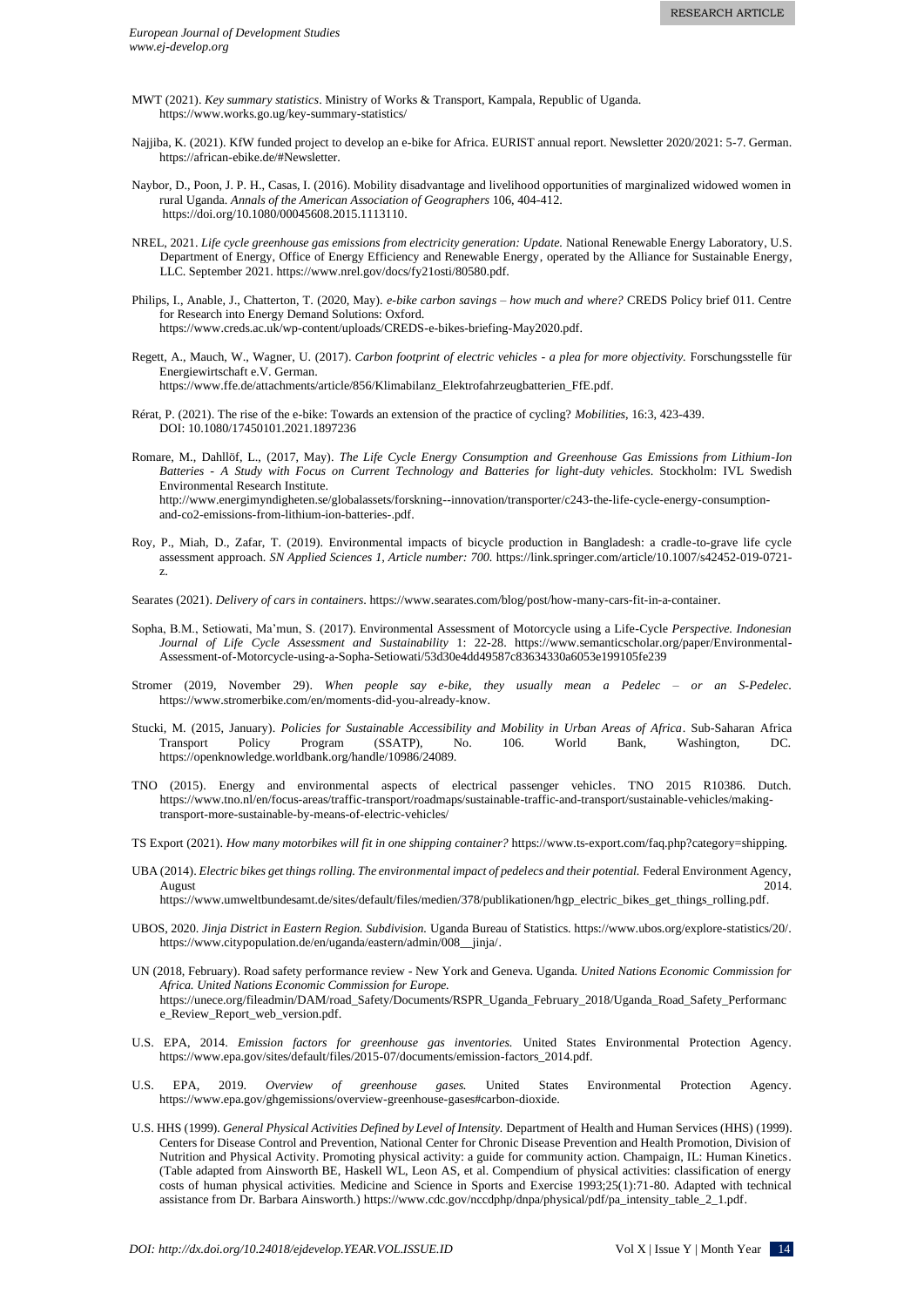MWT (2021). *Key summary statistics*. Ministry of Works & Transport, Kampala, Republic of Uganda. https://www.works.go.ug/key-summary-statistics/

Najjiba, K. (2021). KfW funded project to develop an e-bike for Africa. EURIST annual report. Newsletter 2020/2021: 5-7. German. https://african-ebike.de/#Newsletter.

Naybor, D., Poon, J. P. H., Casas, I. (2016). Mobility disadvantage and livelihood opportunities of marginalized widowed women in rural Uganda. *Annals of the American Association of Geographers* 106, 404-412. https://doi.org/10.1080/00045608.2015.1113110.

NREL, 2021. *Life cycle greenhouse gas emissions from electricity generation: Update.* National Renewable Energy Laboratory, U.S. Department of Energy, Office of Energy Efficiency and Renewable Energy, operated by the Alliance for Sustainable Energy, LLC. September 2021. https://www.nrel.gov/docs/fy21osti/80580.pdf.

Philips, I., Anable, J., Chatterton, T. (2020, May). *e-bike carbon savings – how much and where?* CREDS Policy brief 011. Centre for Research into Energy Demand Solutions: Oxford. https://www.creds.ac.uk/wp-content/uploads/CREDS-e-bikes-briefing-May2020.pdf.

Regett, A., Mauch, W., Wagner, U. (2017). *Carbon footprint of electric vehicles - a plea for more objectivity.* Forschungsstelle für Energiewirtschaft e.V. German. https://www.ffe.de/attachments/article/856/Klimabilanz_Elektrofahrzeugbatterien_FfE.pdf.

Rérat, P. (2021). The rise of the e-bike: Towards an extension of the practice of cycling? *Mobilities*, 16:3, 423-439. DOI: 10.1080/17450101.2021.1897236

Romare, M., Dahllöf, L., (2017, May). *The Life Cycle Energy Consumption and Greenhouse Gas Emissions from Lithium-Ion Batteries - A Study with Focus on Current Technology and Batteries for light-duty vehicles.* Stockholm: IVL Swedish Environmental Research Institute. http://www.energimyndigheten.se/globalassets/forskning--innovation/transporter/c243-the-life-cycle-energy-consumption-and-co2-emissions-from-lithium-ion-batteries-.pdf.

Roy, P., Miah, D., Zafar, T. (2019). Environmental impacts of bicycle production in Bangladesh: a cradle-to-grave life cycle assessment approach. *SN Applied Sciences 1, Article number: 700.* https://link.springer.com/article/10.1007/s42452-019-0721-z.

Searates (2021). *Delivery of cars in containers*. https://www.searates.com/blog/post/how-many-cars-fit-in-a-container.

Sopha, B.M., Setiowati, Ma'mun, S. (2017). Environmental Assessment of Motorcycle using a Life-Cycle *Perspective. Indonesian Journal of Life Cycle Assessment and Sustainability* 1: 22-28. https://www.semanticscholar.org/paper/Environmental-Assessment-of-Motorcycle-using-a-Sopha-Setiowati/53d30e4dd49587c83634330a6053e199105fe239

Stromer (2019, November 29). *When people say e-bike, they usually mean a Pedelec – or an S-Pedelec*. https://www.stromerbike.com/en/moments-did-you-already-know.

Stucki, M. (2015, January). *Policies for Sustainable Accessibility and Mobility in Urban Areas of Africa*. Sub-Saharan Africa Transport Policy Program (SSATP), No. 106. World Bank, Washington, DC. https://openknowledge.worldbank.org/handle/10986/24089.

TNO (2015). Energy and environmental aspects of electrical passenger vehicles. TNO 2015 R10386. Dutch. https://www.tno.nl/en/focus-areas/traffic-transport/roadmaps/sustainable-traffic-and-transport/sustainable-vehicles/making-transport-more-sustainable-by-means-of-electric-vehicles/

TS Export (2021). *How many motorbikes will fit in one shipping container?* https://www.ts-export.com/faq.php?category=shipping.

UBA (2014). *Electric bikes get things rolling. The environmental impact of pedelecs and their potential.* Federal Environment Agency, August 2014. https://www.umweltbundesamt.de/sites/default/files/medien/378/publikationen/hgp_electric_bikes_get_things_rolling.pdf.

UBOS, 2020. *Jinja District in Eastern Region. Subdivision.* Uganda Bureau of Statistics. https://www.ubos.org/explore-statistics/20/. https://www.citypopulation.de/en/uganda/eastern/admin/008__jinja/.

UN (2018, February). Road safety performance review - New York and Geneva. Uganda. *United Nations Economic Commission for Africa. United Nations Economic Commission for Europe.* https://unece.org/fileadmin/DAM/road_Safety/Documents/RSPR_Uganda_February_2018/Uganda_Road_Safety_Performance_Review_Report_web_version.pdf.

U.S. EPA, 2014. *Emission factors for greenhouse gas inventories.* United States Environmental Protection Agency. https://www.epa.gov/sites/default/files/2015-07/documents/emission-factors_2014.pdf.

U.S. EPA, 2019. *Overview of greenhouse gases.* United States Environmental Protection Agency. https://www.epa.gov/ghgemissions/overview-greenhouse-gases#carbon-dioxide.

U.S. HHS (1999). *General Physical Activities Defined by Level of Intensity.* Department of Health and Human Services (HHS) (1999). Centers for Disease Control and Prevention, National Center for Chronic Disease Prevention and Health Promotion, Division of Nutrition and Physical Activity. Promoting physical activity: a guide for community action. Champaign, IL: Human Kinetics. (Table adapted from Ainsworth BE, Haskell WL, Leon AS, et al. Compendium of physical activities: classification of energy costs of human physical activities. Medicine and Science in Sports and Exercise 1993;25(1):71-80. Adapted with technical assistance from Dr. Barbara Ainsworth.) https://www.cdc.gov/nccdphp/dnpa/physical/pdf/pa_intensity_table_2_1.pdf.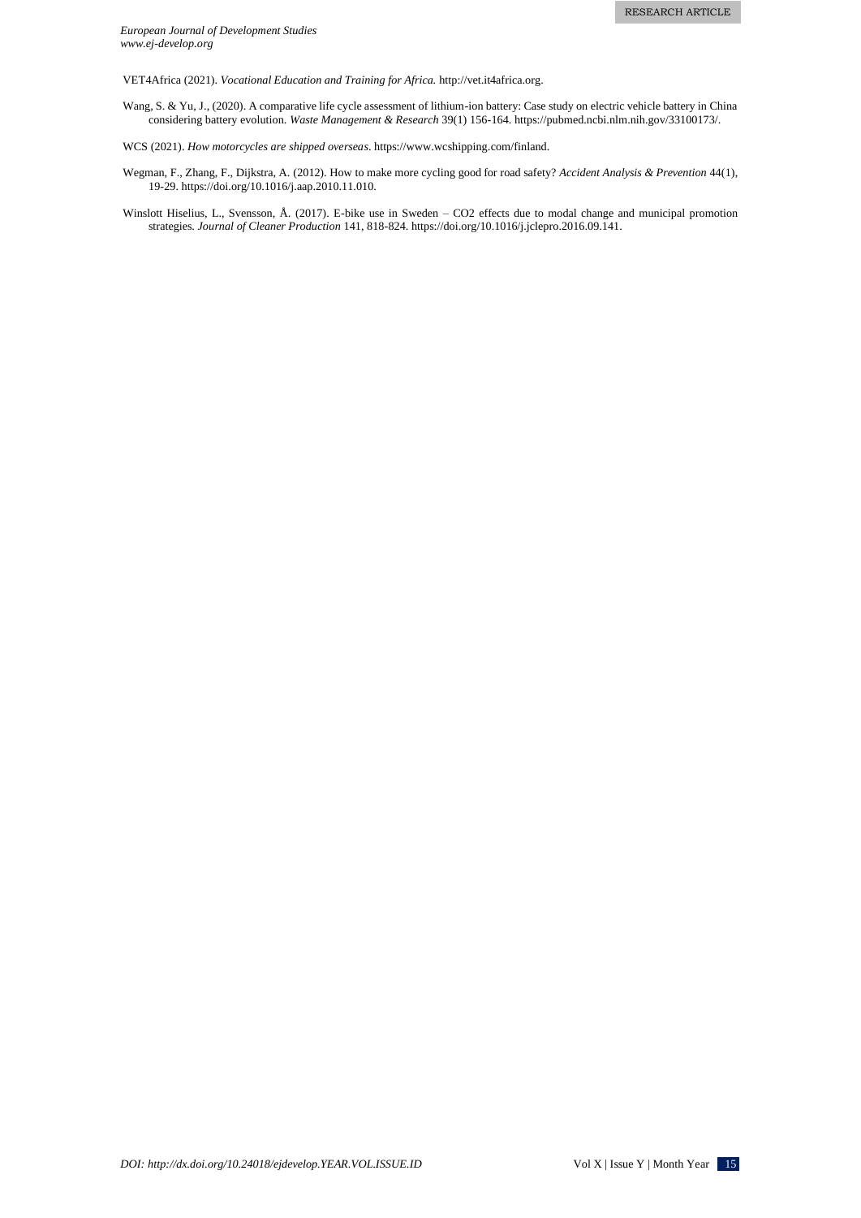VET4Africa (2021). *Vocational Education and Training for Africa.* http://vet.it4africa.org.

Wang, S. & Yu, J., (2020). A comparative life cycle assessment of lithium-ion battery: Case study on electric vehicle battery in China considering battery evolution. *Waste Management & Research* 39(1) 156-164. https://pubmed.ncbi.nlm.nih.gov/33100173/.

WCS (2021). *How motorcycles are shipped overseas*. https://www.wcshipping.com/finland.

Wegman, F., Zhang, F., Dijkstra, A. (2012). How to make more cycling good for road safety? *Accident Analysis & Prevention* 44(1), 19-29. https://doi.org/10.1016/j.aap.2010.11.010.

Winslott Hiselius, L., Svensson, Å. (2017). E-bike use in Sweden – CO2 effects due to modal change and municipal promotion strategies. *Journal of Cleaner Production* 141, 818-824. https://doi.org/10.1016/j.jclepro.2016.09.141.